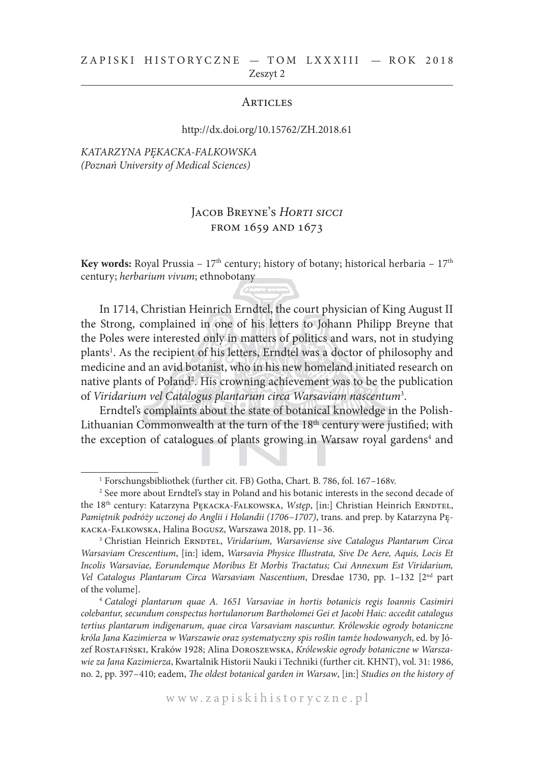ARTICLES

http://dx.doi.org/10.15762/ZH.2018.61

*KATARZYNA PĘKACKA-FALKOWSKA*
*(Poznań University of Medical Sciences)*

# Jacob Breyne's *Horti sicci* from 1659 and 1673

**Key words:** Royal Prussia – 17th century; history of botany; historical herbaria – 17th century; *herbarium vivum*; ethnobotany

In 1714, Christian Heinrich Erndtel, the court physician of King August II the Strong, complained in one of his letters to Johann Philipp Breyne that the Poles were interested only in matters of politics and wars, not in studying plants[1]. As the recipient of his letters, Erndtel was a doctor of philosophy and medicine and an avid botanist, who in his new homeland initiated research on native plants of Poland[2]. His crowning achievement was to be the publication of *Viridarium vel Catalogus plantarum circa Warsaviam nascentum*[3].

Erndtel's complaints about the state of botanical knowledge in the Polish-Lithuanian Commonwealth at the turn of the 18th century were justified; with the exception of catalogues of plants growing in Warsaw royal gardens[4] and

---

[1] Forschungsbibliothek (further cit. FB) Gotha, Chart. B. 786, fol. 167–168v.

[2] See more about Erndtel's stay in Poland and his botanic interests in the second decade of the 18th century: Katarzyna Pękacka-Falkowska, *Wstęp*, [in:] Christian Heinrich Erndtel, *Pamiętnik podróży uczonej do Anglii i Holandii (1706–1707)*, trans. and prep. by Katarzyna Pękacka-Falkowska, Halina Bogusz, Warszawa 2018, pp. 11–36.

[3] Christian Heinrich Erndtel, *Viridarium, Warsaviense sive Catalogus Plantarum Circa Warsaviam Crescentium*, [in:] idem, *Warsavia Physice Illustrata, Sive De Aere, Aquis, Locis Et Incolis Warsaviae, Eorundemque Moribus Et Morbis Tractatus; Cui Annexum Est Viridarium, Vel Catalogus Plantarum Circa Warsaviam Nascentium*, Dresdae 1730, pp. 1–132 [2nd part of the volume].

[4] *Catalogi plantarum quae A. 1651 Varsaviae in hortis botanicis regis Ioannis Casimiri colebantur, secundum conspectus hortulanorum Bartholomei Gei et Jacobi Haic: accedit catalogus tertius plantarum indigenarum, quae circa Varsaviam nascuntur. Królewskie ogrody botaniczne króla Jana Kazimierza w Warszawie oraz systematyczny spis roślin tamże hodowanych*, ed. by Józef Rostafiński, Kraków 1928; Alina Doroszewska, *Królewskie ogrody botaniczne w Warszawie za Jana Kazimierza*, Kwartalnik Historii Nauki i Techniki (further cit. KHNT), vol. 31: 1986, no. 2, pp. 397–410; eadem, *The oldest botanical garden in Warsaw*, [in:] *Studies on the history of*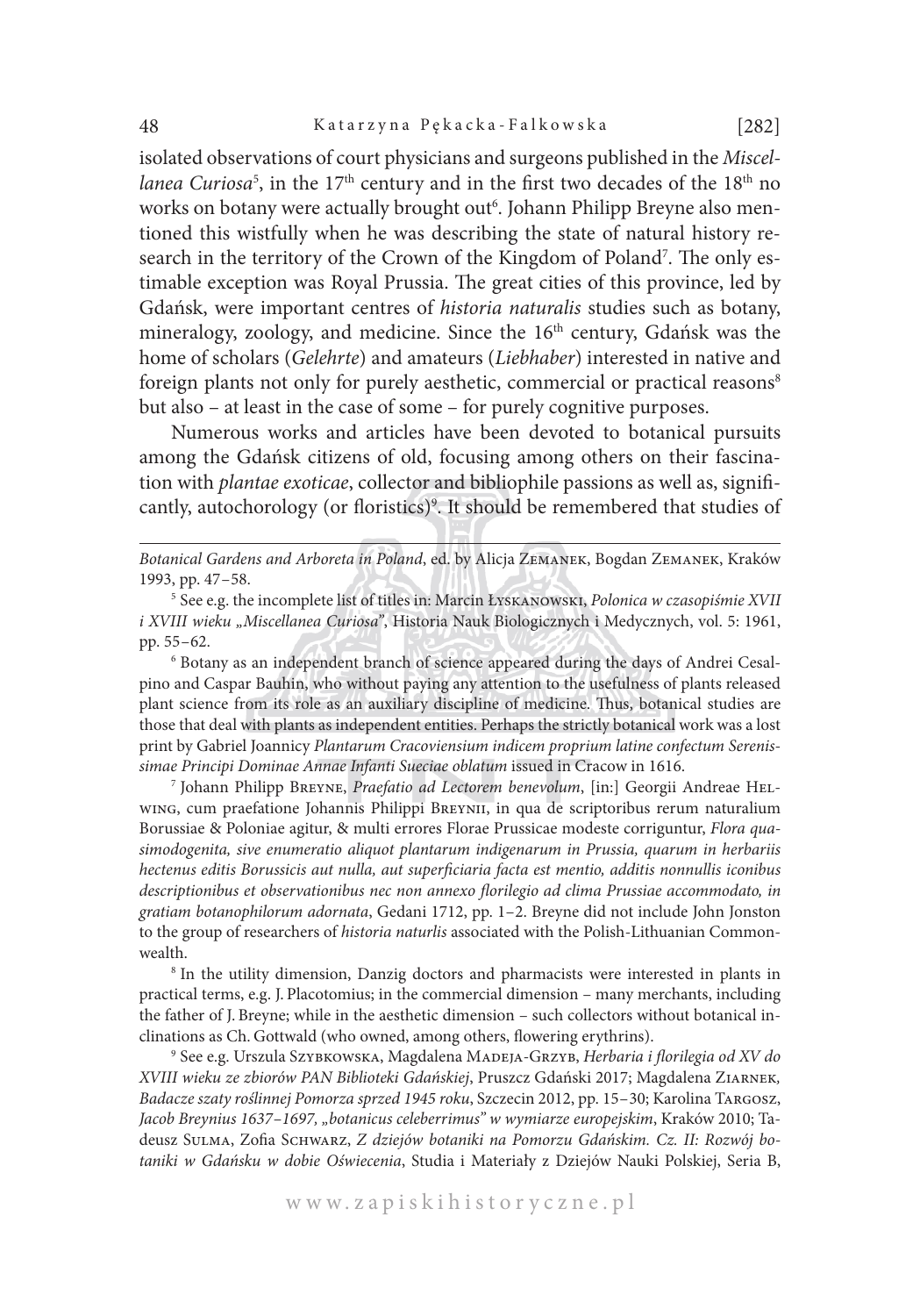isolated observations of court physicians and surgeons published in the *Miscellanea Curiosa*[5], in the 17th century and in the first two decades of the 18th no works on botany were actually brought out[6]. Johann Philipp Breyne also mentioned this wistfully when he was describing the state of natural history research in the territory of the Crown of the Kingdom of Poland[7]. The only estimable exception was Royal Prussia. The great cities of this province, led by Gdańsk, were important centres of *historia naturalis* studies such as botany, mineralogy, zoology, and medicine. Since the 16th century, Gdańsk was the home of scholars (*Gelehrte*) and amateurs (*Liebhaber*) interested in native and foreign plants not only for purely aesthetic, commercial or practical reasons[8] but also – at least in the case of some – for purely cognitive purposes.

Numerous works and articles have been devoted to botanical pursuits among the Gdańsk citizens of old, focusing among others on their fascination with *plantae exoticae*, collector and bibliophile passions as well as, significantly, autochorology (or floristics)[9]. It should be remembered that studies of

---

*Botanical Gardens and Arboreta in Poland*, ed. by Alicja Zemanek, Bogdan Zemanek, Kraków 1993, pp. 47–58.

[5] See e.g. the incomplete list of titles in: Marcin Łyskanowski, *Polonica w czasopiśmie XVII i XVIII wieku „Miscellanea Curiosa"*, Historia Nauk Biologicznych i Medycznych, vol. 5: 1961, pp. 55–62.

[6] Botany as an independent branch of science appeared during the days of Andrei Cesalpino and Caspar Bauhin, who without paying any attention to the usefulness of plants released plant science from its role as an auxiliary discipline of medicine. Thus, botanical studies are those that deal with plants as independent entities. Perhaps the strictly botanical work was a lost print by Gabriel Joannicy *Plantarum Cracoviensium indicem proprium latine confectum Serenissimae Principi Dominae Annae Infanti Sueciae oblatum* issued in Cracow in 1616.

[7] Johann Philipp Breyne, *Praefatio ad Lectorem benevolum*, [in:] Georgii Andreae Helwing, cum praefatione Johannis Philippi Breynii, in qua de scriptoribus rerum naturalium Borussiae & Poloniae agitur, & multi errores Florae Prussicae modeste corriguntur, *Flora quasimodogenita, sive enumeratio aliquot plantarum indigenarum in Prussia, quarum in herbariis hectenus editis Borussicis aut nulla, aut superficiaria facta est mentio, additis nonnullis iconibus descriptionibus et observationibus nec non annexo florilegio ad clima Prussiae accommodato, in gratiam botanophilorum adornata*, Gedani 1712, pp. 1–2. Breyne did not include John Jonston to the group of researchers of *historia naturlis* associated with the Polish-Lithuanian Commonwealth.

[8] In the utility dimension, Danzig doctors and pharmacists were interested in plants in practical terms, e.g. J. Placotomius; in the commercial dimension – many merchants, including the father of J. Breyne; while in the aesthetic dimension – such collectors without botanical inclinations as Ch. Gottwald (who owned, among others, flowering erythrins).

[9] See e.g. Urszula Szybkowska, Magdalena Madeja-Grzyb, *Herbaria i florilegia od XV do XVIII wieku ze zbiorów PAN Biblioteki Gdańskiej*, Pruszcz Gdański 2017; Magdalena Ziarnek, *Badacze szaty roślinnej Pomorza sprzed 1945 roku*, Szczecin 2012, pp. 15–30; Karolina Targosz, *Jacob Breynius 1637–1697, „botanicus celeberrimus" w wymiarze europejskim*, Kraków 2010; Tadeusz Sulma, Zofia Schwarz, *Z dziejów botaniki na Pomorzu Gdańskim. Cz. II: Rozwój botaniki w Gdańsku w dobie Oświecenia*, Studia i Materiały z Dziejów Nauki Polskiej, Seria B,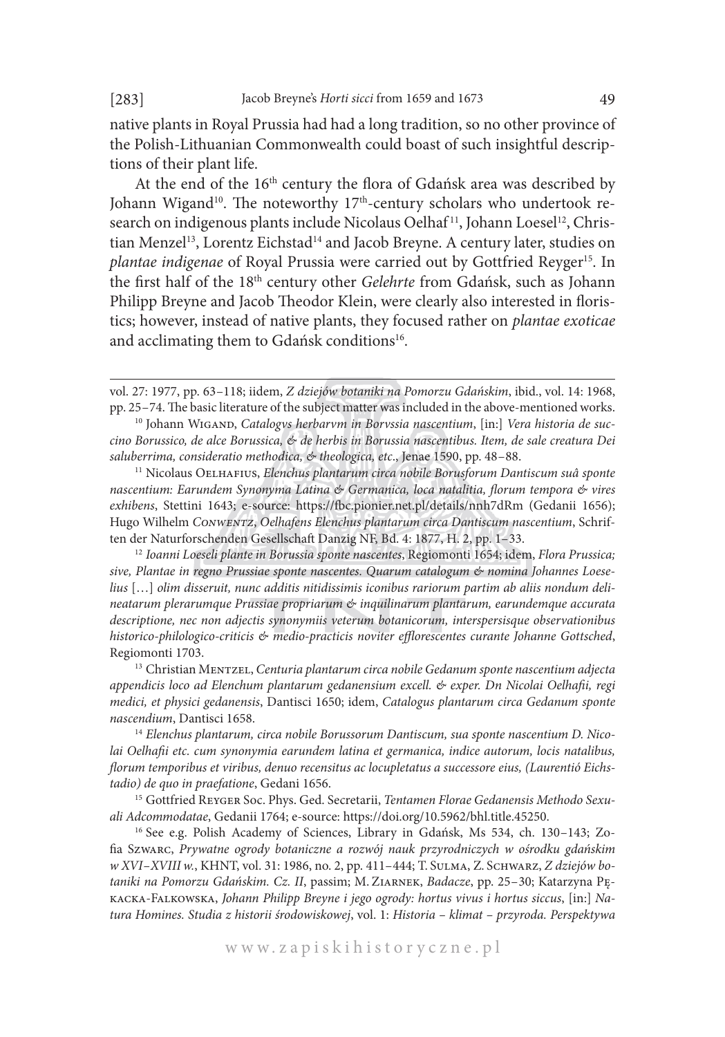native plants in Royal Prussia had had a long tradition, so no other province of the Polish-Lithuanian Commonwealth could boast of such insightful descriptions of their plant life.

At the end of the 16th century the flora of Gdańsk area was described by Johann Wigand[10]. The noteworthy 17th-century scholars who undertook research on indigenous plants include Nicolaus Oelhaf[11], Johann Loesel[12], Christian Menzel[13], Lorentz Eichstad[14] and Jacob Breyne. A century later, studies on *plantae indigenae* of Royal Prussia were carried out by Gottfried Reyger[15]. In the first half of the 18th century other *Gelehrte* from Gdańsk, such as Johann Philipp Breyne and Jacob Theodor Klein, were clearly also interested in floristics; however, instead of native plants, they focused rather on *plantae exoticae* and acclimating them to Gdańsk conditions[16].

---

vol. 27: 1977, pp. 63–118; iidem, *Z dziejów botaniki na Pomorzu Gdańskim*, ibid., vol. 14: 1968, pp. 25–74. The basic literature of the subject matter was included in the above-mentioned works.

[10] Johann Wigand, *Catalogvs herbarvm in Borvssia nascentium*, [in:] *Vera historia de succino Borussico, de alce Borussica, & de herbis in Borussia nascentibus. Item, de sale creatura Dei saluberrima, consideratio methodica, & theologica, etc*., Jenae 1590, pp. 48–88.

[11] Nicolaus Oelhafius, *Elenchus plantarum circa nobile Borusforum Dantiscum suâ sponte nascentium: Earundem Synonyma Latina & Germanica, loca natalitia, florum tempora & vires exhibens*, Stettini 1643; e-source: https://fbc.pionier.net.pl/details/nnh7dRm (Gedanii 1656); Hugo Wilhelm Conwentz, *Oelhafens Elenchus plantarum circa Dantiscum nascentium*, Schriften der Naturforschenden Gesellschaft Danzig NF, Bd. 4: 1877, H. 2, pp. 1–33.

[12] *Ioanni Loeseli plante in Borussia sponte nascentes*, Regiomonti 1654; idem, *Flora Prussica; sive, Plantae in regno Prussiae sponte nascentes. Quarum catalogum & nomina Johannes Loeselius* […] *olim disseruit, nunc additis nitidissimis iconibus rariorum partim ab aliis nondum delineatarum plerarumque Prussiae propriarum & inquilinarum plantarum, earundemque accurata descriptione, nec non adjectis synonymiis veterum botanicorum, interspersisque observationibus historico-philologico-criticis & medio-practicis noviter efflorescentes curante Johanne Gottsched*, Regiomonti 1703.

[13] Christian Mentzel, *Centuria plantarum circa nobile Gedanum sponte nascentium adjecta appendicis loco ad Elenchum plantarum gedanensium excell. & exper. Dn Nicolai Oelhafii, regi medici, et physici gedanensis*, Dantisci 1650; idem, *Catalogus plantarum circa Gedanum sponte nascendium*, Dantisci 1658.

[14] *Elenchus plantarum, circa nobile Borussorum Dantiscum, sua sponte nascentium D. Nicolai Oelhafii etc. cum synonymia earundem latina et germanica, indice autorum, locis natalibus, florum temporibus et viribus, denuo recensitus ac locupletatus a successore eius, (Laurentió Eichstadio) de quo in praefatione*, Gedani 1656.

[15] Gottfried Reyger Soc. Phys. Ged. Secretarii, *Tentamen Florae Gedanensis Methodo Sexuali Adcommodatae*, Gedanii 1764; e-source: https://doi.org/10.5962/bhl.title.45250.

[16] See e.g. Polish Academy of Sciences, Library in Gdańsk, Ms 534, ch. 130–143; Zofia Szwarc, *Prywatne ogrody botaniczne a rozwój nauk przyrodniczych w ośrodku gdańskim w XVI–XVIII w.*, KHNT, vol. 31: 1986, no. 2, pp. 411–444; T. Sulma, Z. Schwarz, *Z dziejów botaniki na Pomorzu Gdańskim. Cz. II*, passim; M. Ziarnek, *Badacze*, pp. 25–30; Katarzyna Pękacka-Falkowska, *Johann Philipp Breyne i jego ogrody: hortus vivus i hortus siccus*, [in:] *Natura Homines. Studia z historii środowiskowej*, vol. 1: *Historia – klimat – przyroda. Perspektywa*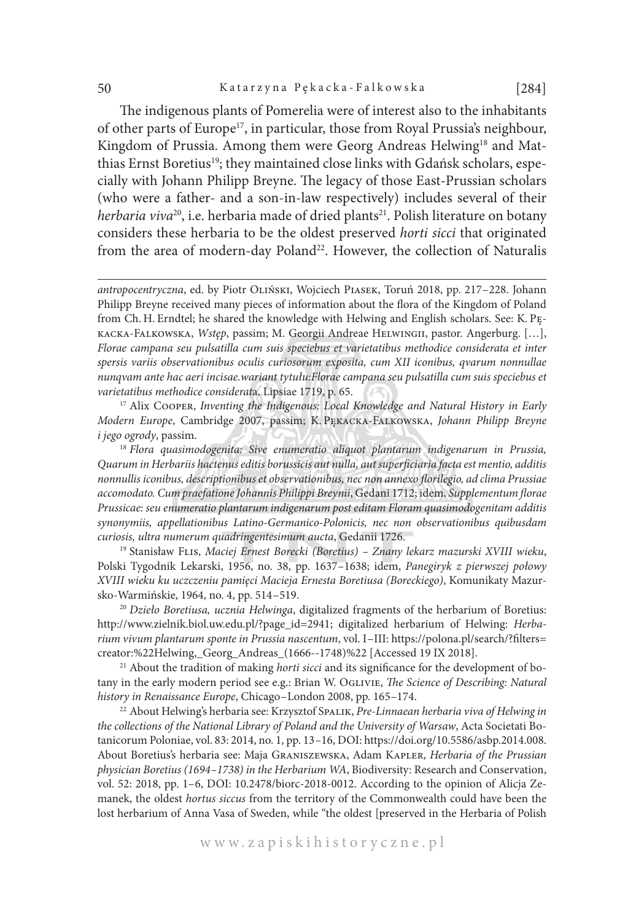The indigenous plants of Pomerelia were of interest also to the inhabitants of other parts of Europe[17], in particular, those from Royal Prussia's neighbour, Kingdom of Prussia. Among them were Georg Andreas Helwing[18] and Matthias Ernst Boretius[19]; they maintained close links with Gdańsk scholars, especially with Johann Philipp Breyne. The legacy of those East-Prussian scholars (who were a father- and a son-in-law respectively) includes several of their *herbaria viva*[20], i.e. herbaria made of dried plants[21]. Polish literature on botany considers these herbaria to be the oldest preserved *horti sicci* that originated from the area of modern-day Poland[22]. However, the collection of Naturalis

---

*antropocentryczna*, ed. by Piotr Oliński, Wojciech Piasek, Toruń 2018, pp. 217–228. Johann Philipp Breyne received many pieces of information about the flora of the Kingdom of Poland from Ch. H. Erndtel; he shared the knowledge with Helwing and English scholars. See: K. Pękacka-Falkowska, *Wstęp*, passim; M. Georgii Andreae Helwingii, pastor. Angerburg. […], *Florae campana seu pulsatilla cum suis speciebus et varietatibus methodice considerata et inter spersis variis observationibus oculis curiosorum exposita, cum XII iconibus, qvarum nonnullae nunqvam ante hac aeri incisae.wariant tytułu:Florae campana seu pulsatilla cum suis speciebus et varietatibus methodice considera*ta, Lipsiae 1719, p. 65.

[17] Alix Cooper, *Inventing the Indigenous: Local Knowledge and Natural History in Early Modern Europe*, Cambridge 2007, passim; K. Pękacka-Falkowska, *Johann Philipp Breyne i jego ogrody*, passim.

[18] *Flora quasimodogenita: Sive enumeratio aliquot plantarum indigenarum in Prussia, Quarum in Herbariis hactenus editis borussicis aut nulla, aut superficiaria facta est mentio, additis nonnullis iconibus, descriptionibus et observationibus, nec non annexo florilegio, ad clima Prussiae accomodato. Cum praefatione Johannis Philippi Breynii*, Gedani 1712; idem, *Supplementum florae Prussicae: seu enumeratio plantarum indigenarum post editam Floram quasimodogenitam additis synonymiis, appellationibus Latino-Germanico-Polonicis, nec non observationibus quibusdam curiosis, ultra numerum quadringentesimum aucta*, Gedanii 1726.

[19] Stanisław Flis, *Maciej Ernest Borecki (Boretius) – Znany lekarz mazurski XVIII wieku*, Polski Tygodnik Lekarski, 1956, no. 38, pp. 1637–1638; idem, *Panegiryk z pierwszej połowy XVIII wieku ku uczczeniu pamięci Macieja Ernesta Boretiusa (Boreckiego)*, Komunikaty Mazursko-Warmińskie, 1964, no. 4, pp. 514–519.

[20] *Dzieło Boretiusa, ucznia Helwinga*, digitalized fragments of the herbarium of Boretius: http://www.zielnik.biol.uw.edu.pl/?page_id=2941; digitalized herbarium of Helwing: *Herbarium vivum plantarum sponte in Prussia nascentum*, vol. I–III: https://polona.pl/search/?filters=creator:%22Helwing,_Georg_Andreas_(1666--1748)%22 [Accessed 19 IX 2018].

[21] About the tradition of making *horti sicci* and its significance for the development of botany in the early modern period see e.g.: Brian W. Oglivie, *The Science of Describing: Natural history in Renaissance Europe*, Chicago–London 2008, pp. 165–174.

[22] About Helwing's herbaria see: Krzysztof Spalik, *Pre-Linnaean herbaria viva of Helwing in the collections of the National Library of Poland and the University of Warsaw*, Acta Societati Botanicorum Poloniae, vol. 83: 2014, no. 1, pp. 13–16, DOI: https://doi.org/10.5586/asbp.2014.008. About Boretius's herbaria see: Maja Graniszewska, Adam Kapler, *Herbaria of the Prussian physician Boretius (1694–1738) in the Herbarium WA*, Biodiversity: Research and Conservation, vol. 52: 2018, pp. 1–6, DOI: 10.2478/biorc-2018-0012. According to the opinion of Alicja Zemanek, the oldest *hortus siccus* from the territory of the Commonwealth could have been the lost herbarium of Anna Vasa of Sweden, while "the oldest [preserved in the Herbaria of Polish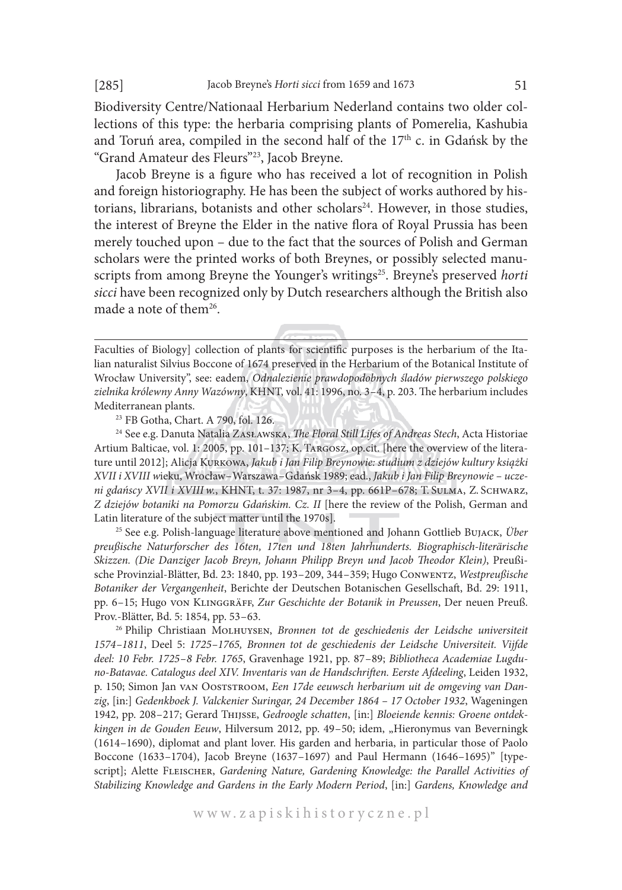Biodiversity Centre/Nationaal Herbarium Nederland contains two older collections of this type: the herbaria comprising plants of Pomerelia, Kashubia and Toruń area, compiled in the second half of the 17th c. in Gdańsk by the "Grand Amateur des Fleurs"[23], Jacob Breyne.

Jacob Breyne is a figure who has received a lot of recognition in Polish and foreign historiography. He has been the subject of works authored by historians, librarians, botanists and other scholars[24]. However, in those studies, the interest of Breyne the Elder in the native flora of Royal Prussia has been merely touched upon – due to the fact that the sources of Polish and German scholars were the printed works of both Breynes, or possibly selected manuscripts from among Breyne the Younger's writings[25]. Breyne's preserved *horti sicci* have been recognized only by Dutch researchers although the British also made a note of them[26].

---

Faculties of Biology] collection of plants for scientific purposes is the herbarium of the Italian naturalist Silvius Boccone of 1674 preserved in the Herbarium of the Botanical Institute of Wrocław University", see: eadem, *Odnalezienie prawdopodobnych śladów pierwszego polskiego zielnika królewny Anny Wazówny*, KHNT, vol. 41: 1996, no. 3–4, p. 203. The herbarium includes Mediterranean plants.

[23] FB Gotha, Chart. A 790, fol. 126.

[24] See e.g. Danuta Natalia Zasławska, *The Floral Still Lifes of Andreas Stech*, Acta Historiae Artium Balticae, vol. 1: 2005, pp. 101–137; K. Targosz, op.cit. [here the overview of the literature until 2012]; Alicja Kurkowa, *Jakub i Jan Filip Breynowie: studium z dziejów kultury książki XVII i XVIII wieku*, Wrocław–Warszawa–Gdańsk 1989; ead., *Jakub i Jan Filip Breynowie – uczeni gdańscy XVII i XVIII w.*, KHNT, t. 37: 1987, nr 3–4, pp. 661P–678; T. Sulma, Z. Schwarz, *Z dziejów botaniki na Pomorzu Gdańskim. Cz. II* [here the review of the Polish, German and Latin literature of the subject matter until the 1970s].

[25] See e.g. Polish-language literature above mentioned and Johann Gottlieb Bujack, *Über preußische Naturforscher des 16ten, 17ten und 18ten Jahrhunderts. Biographisch-literärische Skizzen. (Die Danziger Jacob Breyn, Johann Philipp Breyn und Jacob Theodor Klein)*, Preußische Provinzial-Blätter, Bd. 23: 1840, pp. 193–209, 344–359; Hugo Conwentz, *Westpreußische Botaniker der Vergangenheit*, Berichte der Deutschen Botanischen Gesellschaft, Bd. 29: 1911, pp. 6–15; Hugo von Klinggräff, *Zur Geschichte der Botanik in Preussen*, Der neuen Preuß. Prov.-Blätter, Bd. 5: 1854, pp. 53–63.

[26] Philip Christiaan Molhuysen, *Bronnen tot de geschiedenis der Leidsche universiteit 1574–1811*, Deel 5: *1725–1765, Bronnen tot de geschiedenis der Leidsche Universiteit. Vijfde deel: 10 Febr. 1725–8 Febr. 1765*, Gravenhage 1921, pp. 87–89; *Bibliotheca Academiae Lugduno-Batavae. Catalogus deel XIV. Inventaris van de Handschriften. Eerste Afdeeling*, Leiden 1932, p. 150; Simon Jan van Ooststroom, *Een 17de eeuwsch herbarium uit de omgeving van Danzig*, [in:] *Gedenkboek J. Valckenier Suringar, 24 December 1864 – 17 October 1932*, Wageningen 1942, pp. 208–217; Gerard Thijsse, *Gedroogle schatten*, [in:] *Bloeiende kennis: Groene ontdekkingen in de Gouden Eeuw*, Hilversum 2012, pp. 49–50; idem, „Hieronymus van Beverningk (1614–1690), diplomat and plant lover. His garden and herbaria, in particular those of Paolo Boccone (1633–1704), Jacob Breyne (1637–1697) and Paul Hermann (1646–1695)" [typescript]; Alette Fleischer, *Gardening Nature, Gardening Knowledge: the Parallel Activities of Stabilizing Knowledge and Gardens in the Early Modern Period*, [in:] *Gardens, Knowledge and*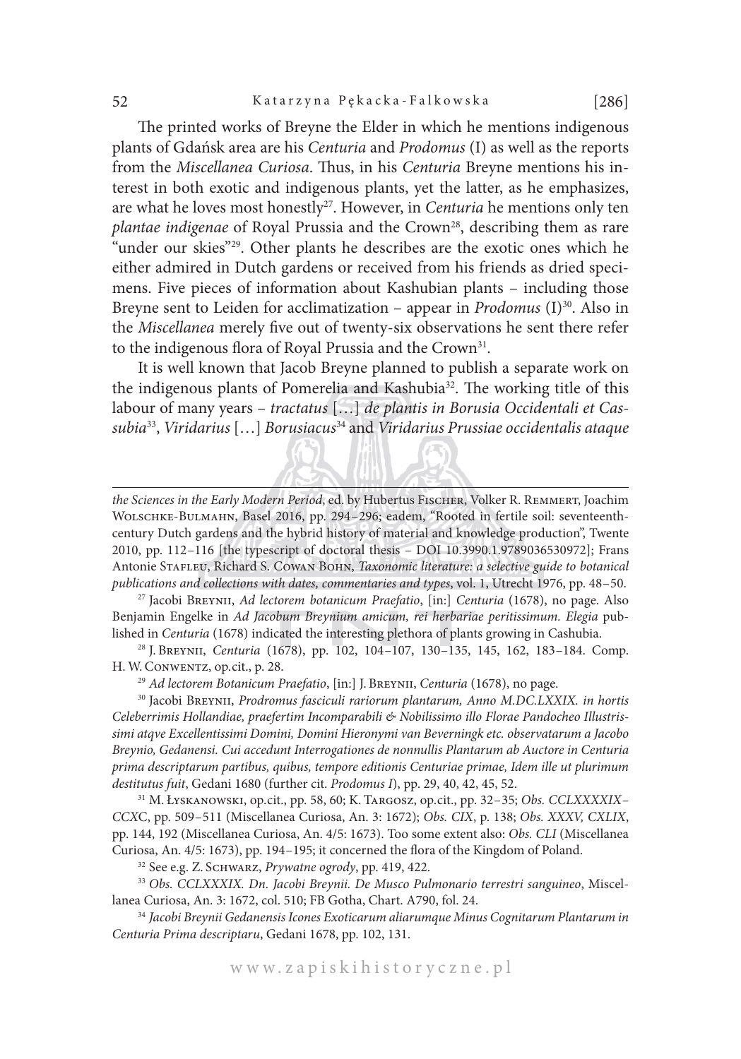The printed works of Breyne the Elder in which he mentions indigenous plants of Gdańsk area are his *Centuria* and *Prodomus* (I) as well as the reports from the *Miscellanea Curiosa*. Thus, in his *Centuria* Breyne mentions his interest in both exotic and indigenous plants, yet the latter, as he emphasizes, are what he loves most honestly[27]. However, in *Centuria* he mentions only ten *plantae indigenae* of Royal Prussia and the Crown[28], describing them as rare "under our skies"[29]. Other plants he describes are the exotic ones which he either admired in Dutch gardens or received from his friends as dried specimens. Five pieces of information about Kashubian plants – including those Breyne sent to Leiden for acclimatization – appear in *Prodomus* (I)[30]. Also in the *Miscellanea* merely five out of twenty-six observations he sent there refer to the indigenous flora of Royal Prussia and the Crown[31].

It is well known that Jacob Breyne planned to publish a separate work on the indigenous plants of Pomerelia and Kashubia[32]. The working title of this labour of many years – *tractatus* […] *de plantis in Borusia Occidentali et Cassubia*[33], *Viridarius* […] *Borusiacus*[34] and *Viridarius Prussiae occidentalis ataque*

---

*the Sciences in the Early Modern Period*, ed. by Hubertus Fischer, Volker R. Remmert, Joachim Wolschke-Bulmahn, Basel 2016, pp. 294–296; eadem, "Rooted in fertile soil: seventeenth-century Dutch gardens and the hybrid history of material and knowledge production", Twente 2010, pp. 112–116 [the typescript of doctoral thesis – DOI 10.3990.1.9789036530972]; Frans Antonie Stafleu, Richard S. Cowan Bohn, *Taxonomic literature: a selective guide to botanical publications and collections with dates, commentaries and types*, vol. 1, Utrecht 1976, pp. 48–50.

[27] Jacobi Breynii, *Ad lectorem botanicum Praefatio*, [in:] *Centuria* (1678), no page. Also Benjamin Engelke in *Ad Jacobum Breynium amicum, rei herbariae peritissimum. Elegia* published in *Centuria* (1678) indicated the interesting plethora of plants growing in Cashubia.

[28] J. Breynii, *Centuria* (1678), pp. 102, 104–107, 130–135, 145, 162, 183–184. Comp. H. W. Conwentz, op.cit., p. 28.

[29] *Ad lectorem Botanicum Praefatio*, [in:] J. Breynii, *Centuria* (1678), no page.

[30] Jacobi Breynii, *Prodromus fasciculi rariorum plantarum, Anno M.DC.LXXIX. in hortis Celeberrimis Hollandiae, praefertim Incomparabili & Nobilissimo illo Florae Pandocheo Illustrissimi atqve Excellentissimi Domini, Domini Hieronymi van Beverningk etc. observatarum a Jacobo Breynio, Gedanensi. Cui accedunt Interrogationes de nonnullis Plantarum ab Auctore in Centuria prima descriptarum partibus, quibus, tempore editionis Centuriae primae, Idem ille ut plurimum destitutus fuit*, Gedani 1680 (further cit. *Prodomus I*), pp. 29, 40, 42, 45, 52.

[31] M. Łyskanowski, op.cit., pp. 58, 60; K. Targosz, op.cit., pp. 32–35; *Obs. CCLXXXXIX–CCXC*, pp. 509–511 (Miscellanea Curiosa, An. 3: 1672); *Obs. CIX*, p. 138; *Obs. XXXV, CXLIX*, pp. 144, 192 (Miscellanea Curiosa, An. 4/5: 1673). Too some extent also: *Obs. CLI* (Miscellanea Curiosa, An. 4/5: 1673), pp. 194–195; it concerned the flora of the Kingdom of Poland.

[32] See e.g. Z. Schwarz, *Prywatne ogrody*, pp. 419, 422.

[33] *Obs. CCLXXXIX. Dn. Jacobi Breynii. De Musco Pulmonario terrestri sanguineo*, Miscellanea Curiosa, An. 3: 1672, col. 510; FB Gotha, Chart. A790, fol. 24.

[34] *Jacobi Breynii Gedanensis Icones Exoticarum aliarumque Minus Cognitarum Plantarum in Centuria Prima descriptaru*, Gedani 1678, pp. 102, 131.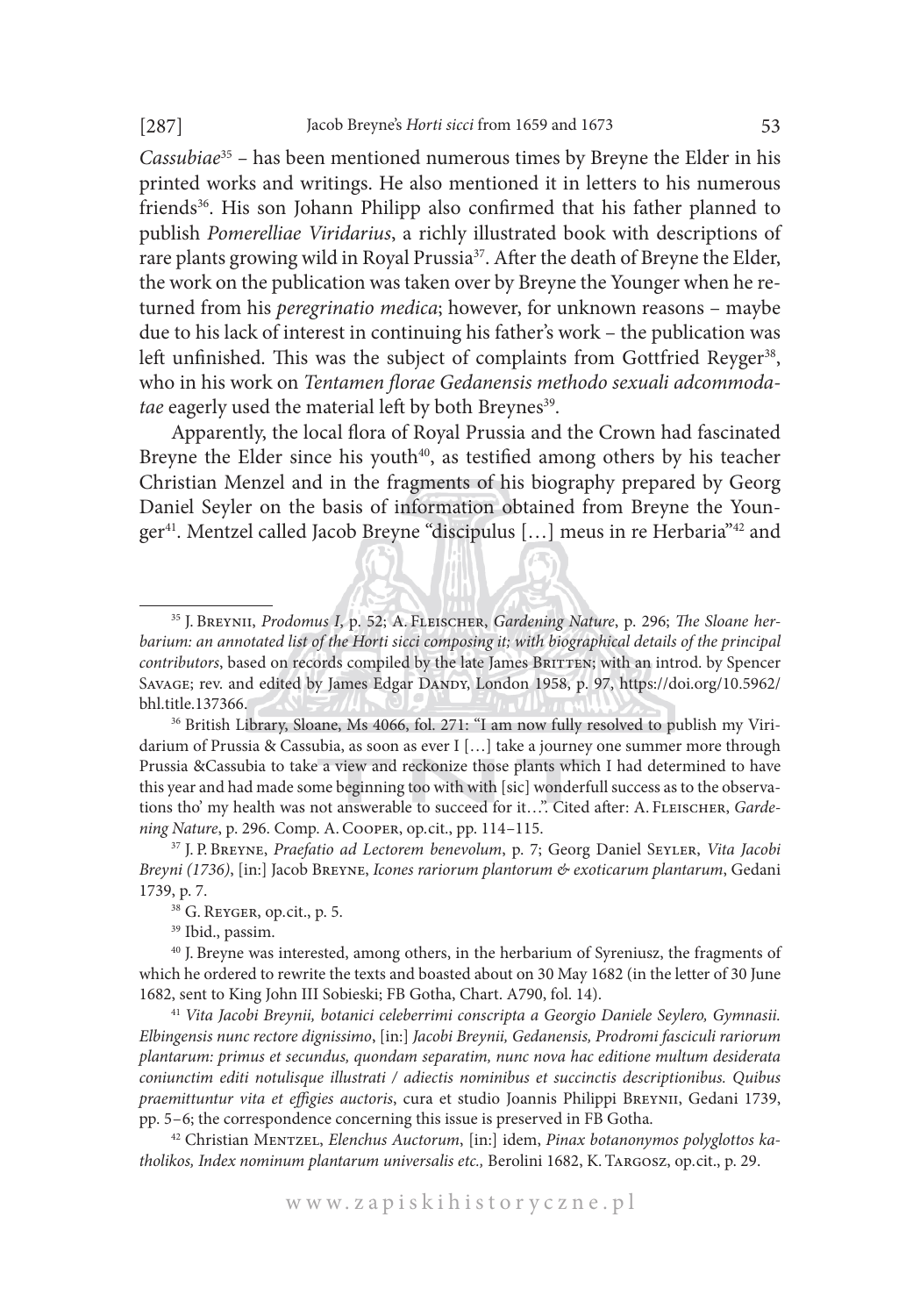*Cassubiae*[35] – has been mentioned numerous times by Breyne the Elder in his printed works and writings. He also mentioned it in letters to his numerous friends[36]. His son Johann Philipp also confirmed that his father planned to publish *Pomerelliae Viridarius*, a richly illustrated book with descriptions of rare plants growing wild in Royal Prussia[37]. After the death of Breyne the Elder, the work on the publication was taken over by Breyne the Younger when he returned from his *peregrinatio medica*; however, for unknown reasons – maybe due to his lack of interest in continuing his father's work – the publication was left unfinished. This was the subject of complaints from Gottfried Reyger[38], who in his work on *Tentamen florae Gedanensis methodo sexuali adcommodatae* eagerly used the material left by both Breynes[39].

Apparently, the local flora of Royal Prussia and the Crown had fascinated Breyne the Elder since his youth[40], as testified among others by his teacher Christian Menzel and in the fragments of his biography prepared by Georg Daniel Seyler on the basis of information obtained from Breyne the Younger[41]. Mentzel called Jacob Breyne "discipulus […] meus in re Herbaria"[42] and

---

[35] J. Breynii, *Prodomus I*, p. 52; A. Fleischer, *Gardening Nature*, p. 296; *The Sloane herbarium: an annotated list of the Horti sicci composing it; with biographical details of the principal contributors*, based on records compiled by the late James Britten; with an introd. by Spencer Savage; rev. and edited by James Edgar Dandy, London 1958, p. 97, https://doi.org/10.5962/bhl.title.137366.

[36] British Library, Sloane, Ms 4066, fol. 271: "I am now fully resolved to publish my Viridarium of Prussia & Cassubia, as soon as ever I […] take a journey one summer more through Prussia &Cassubia to take a view and reckonize those plants which I had determined to have this year and had made some beginning too with with [sic] wonderfull success as to the observations tho' my health was not answerable to succeed for it…". Cited after: A. Fleischer, *Gardening Nature*, p. 296. Comp. A. Cooper, op.cit., pp. 114–115.

[37] J. P. Breyne, *Praefatio ad Lectorem benevolum*, p. 7; Georg Daniel Seyler, *Vita Jacobi Breyni (1736)*, [in:] Jacob Breyne, *Icones rariorum plantorum & exoticarum plantarum*, Gedani 1739, p. 7.

[38] G. Reyger, op.cit., p. 5.

[39] Ibid., passim.

[40] J. Breyne was interested, among others, in the herbarium of Syreniusz, the fragments of which he ordered to rewrite the texts and boasted about on 30 May 1682 (in the letter of 30 June 1682, sent to King John III Sobieski; FB Gotha, Chart. A790, fol. 14).

[41] *Vita Jacobi Breynii, botanici celeberrimi conscripta a Georgio Daniele Seylero, Gymnasii. Elbingensis nunc rectore dignissimo*, [in:] *Jacobi Breynii, Gedanensis, Prodromi fasciculi rariorum plantarum: primus et secundus, quondam separatim, nunc nova hac editione multum desiderata coniunctim editi notulisque illustrati / adiectis nominibus et succinctis descriptionibus. Quibus praemittuntur vita et effigies auctoris*, cura et studio Joannis Philippi Breynii, Gedani 1739, pp. 5–6; the correspondence concerning this issue is preserved in FB Gotha.

[42] Christian Mentzel, *Elenchus Auctorum*, [in:] idem, *Pinax botanonymos polyglottos katholikos, Index nominum plantarum universalis etc.,* Berolini 1682, K. Targosz, op.cit., p. 29.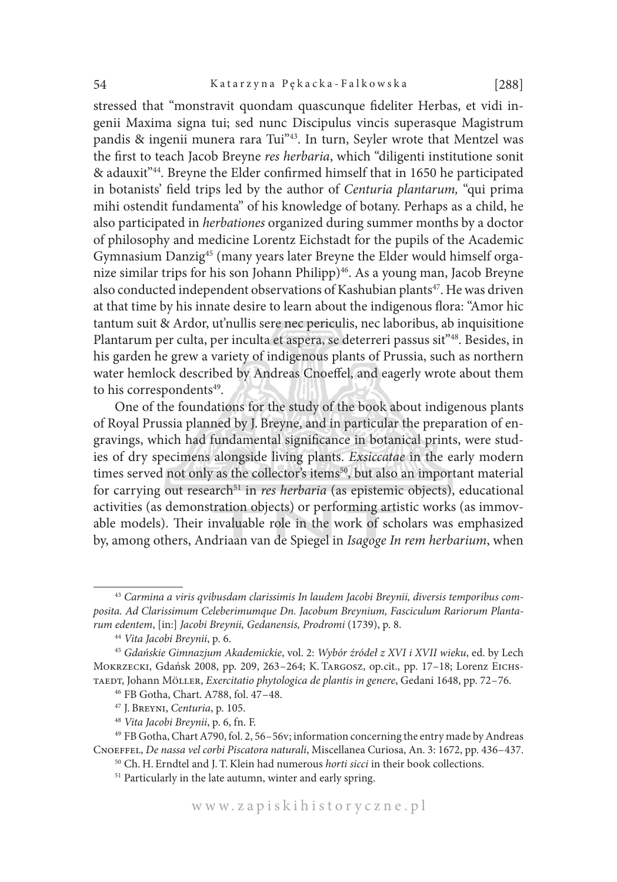stressed that "monstravit quondam quascunque fideliter Herbas, et vidi ingenii Maxima signa tui; sed nunc Discipulus vincis superasque Magistrum pandis & ingenii munera rara Tui"[43]. In turn, Seyler wrote that Mentzel was the first to teach Jacob Breyne *res herbaria*, which "diligenti institutione sonit & adauxit"[44]. Breyne the Elder confirmed himself that in 1650 he participated in botanists' field trips led by the author of *Centuria plantarum,* "qui prima mihi ostendit fundamenta" of his knowledge of botany. Perhaps as a child, he also participated in *herbationes* organized during summer months by a doctor of philosophy and medicine Lorentz Eichstadt for the pupils of the Academic Gymnasium Danzig[45] (many years later Breyne the Elder would himself organize similar trips for his son Johann Philipp)[46]. As a young man, Jacob Breyne also conducted independent observations of Kashubian plants[47]. He was driven at that time by his innate desire to learn about the indigenous flora: "Amor hic tantum suit & Ardor, ut'nullis sere nec periculis, nec laboribus, ab inquisitione Plantarum per culta, per inculta et aspera, se deterreri passus sit"[48]. Besides, in his garden he grew a variety of indigenous plants of Prussia, such as northern water hemlock described by Andreas Cnoeffel, and eagerly wrote about them to his correspondents[49].

One of the foundations for the study of the book about indigenous plants of Royal Prussia planned by J. Breyne, and in particular the preparation of engravings, which had fundamental significance in botanical prints, were studies of dry specimens alongside living plants. *Exsiccatae* in the early modern times served not only as the collector's items[50], but also an important material for carrying out research[51] in *res herbaria* (as epistemic objects), educational activities (as demonstration objects) or performing artistic works (as immovable models). Their invaluable role in the work of scholars was emphasized by, among others, Andriaan van de Spiegel in *Isagoge In rem herbarium*, when

---

[43] *Carmina a viris qvibusdam clarissimis In laudem Jacobi Breynii, diversis temporibus composita. Ad Clarissimum Celeberimumque Dn. Jacobum Breynium, Fasciculum Rariorum Plantarum edentem*, [in:] *Jacobi Breynii, Gedanensis, Prodromi* (1739), p. 8.

[44] *Vita Jacobi Breynii*, p. 6.

[45] *Gdańskie Gimnazjum Akademickie*, vol. 2: *Wybór źródeł z XVI i XVII wieku*, ed. by Lech Mokrzecki, Gdańsk 2008, pp. 209, 263–264; K. Targosz, op.cit., pp. 17–18; Lorenz Eichstaedt, Johann Möller, *Exercitatio phytologica de plantis in genere*, Gedani 1648, pp. 72–76.

[46] FB Gotha, Chart. A788, fol. 47–48.

[47] J. Breyni, *Centuria*, p. 105.

[48] *Vita Jacobi Breynii*, p. 6, fn. F.

[49] FB Gotha, Chart A790, fol. 2, 56–56v; information concerning the entry made by Andreas Cnoeffel, *De nassa vel corbi Piscatora naturali*, Miscellanea Curiosa, An. 3: 1672, pp. 436–437.

[50] Ch. H. Erndtel and J. T. Klein had numerous *horti sicci* in their book collections.

[51] Particularly in the late autumn, winter and early spring.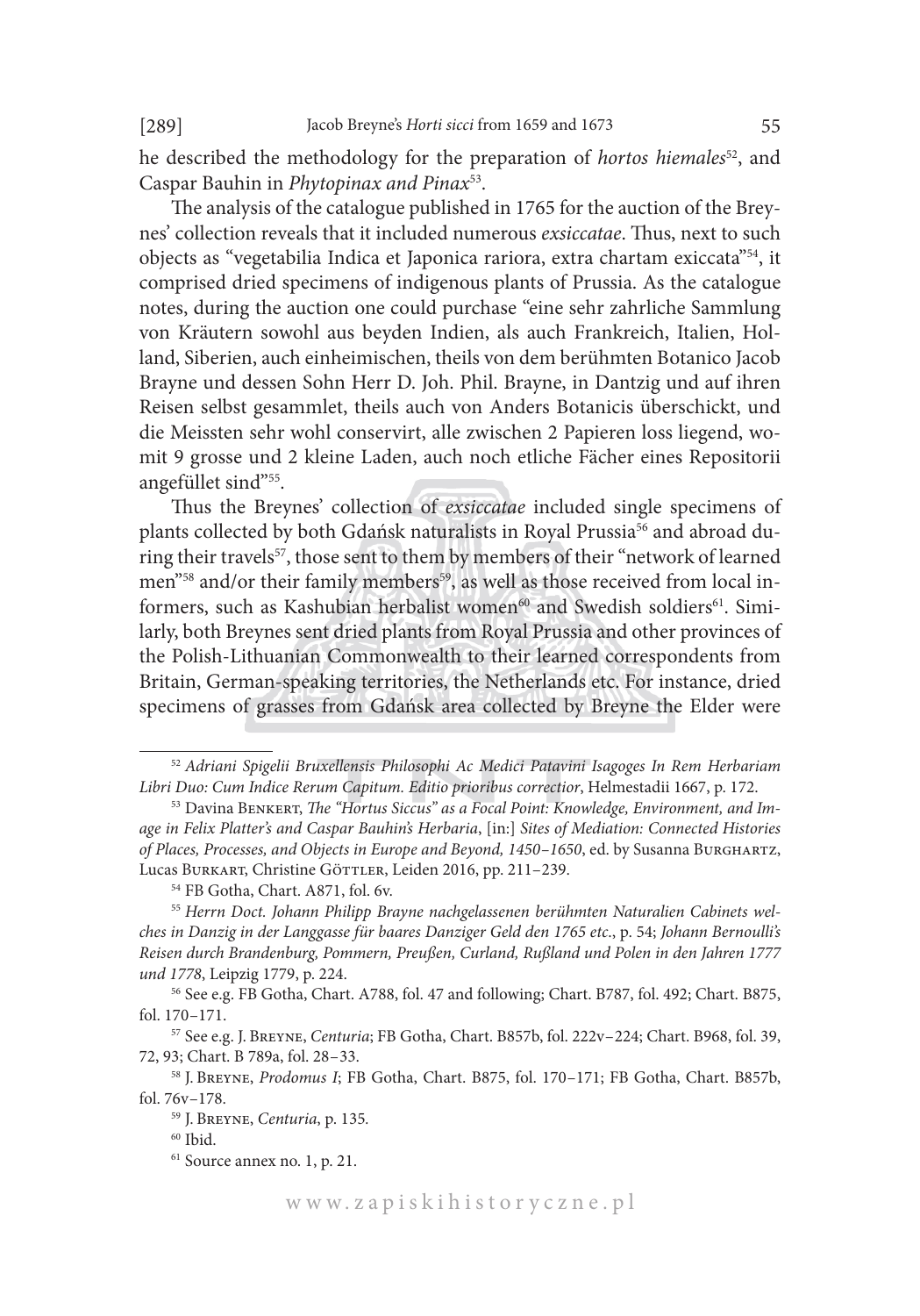he described the methodology for the preparation of *hortos hiemales*[52], and Caspar Bauhin in *Phytopinax and Pinax*[53].

The analysis of the catalogue published in 1765 for the auction of the Breynes' collection reveals that it included numerous *exsiccatae*. Thus, next to such objects as "vegetabilia Indica et Japonica rariora, extra chartam exiccata"[54], it comprised dried specimens of indigenous plants of Prussia. As the catalogue notes, during the auction one could purchase "eine sehr zahrliche Sammlung von Kräutern sowohl aus beyden Indien, als auch Frankreich, Italien, Holland, Siberien, auch einheimischen, theils von dem berühmten Botanico Jacob Brayne und dessen Sohn Herr D. Joh. Phil. Brayne, in Dantzig und auf ihren Reisen selbst gesammlet, theils auch von Anders Botanicis überschickt, und die Meissten sehr wohl conservirt, alle zwischen 2 Papieren loss liegend, womit 9 grosse und 2 kleine Laden, auch noch etliche Fächer eines Repositorii angefüllet sind"[55].

Thus the Breynes' collection of *exsiccatae* included single specimens of plants collected by both Gdańsk naturalists in Royal Prussia[56] and abroad during their travels[57], those sent to them by members of their "network of learned men"[58] and/or their family members[59], as well as those received from local informers, such as Kashubian herbalist women[60] and Swedish soldiers[61]. Similarly, both Breynes sent dried plants from Royal Prussia and other provinces of the Polish-Lithuanian Commonwealth to their learned correspondents from Britain, German-speaking territories, the Netherlands etc. For instance, dried specimens of grasses from Gdańsk area collected by Breyne the Elder were

---

[52] *Adriani Spigelii Bruxellensis Philosophi Ac Medici Patavini Isagoges In Rem Herbariam Libri Duo: Cum Indice Rerum Capitum. Editio prioribus correctior*, Helmestadii 1667, p. 172.

[53] Davina Benkert, *The "Hortus Siccus" as a Focal Point: Knowledge, Environment, and Image in Felix Platter's and Caspar Bauhin's Herbaria*, [in:] *Sites of Mediation: Connected Histories of Places, Processes, and Objects in Europe and Beyond, 1450–1650*, ed. by Susanna Burghartz, Lucas Burkart, Christine Göttler, Leiden 2016, pp. 211–239.

[54] FB Gotha, Chart. A871, fol. 6v.

[55] *Herrn Doct. Johann Philipp Brayne nachgelassenen berühmten Naturalien Cabinets welches in Danzig in der Langgasse für baares Danziger Geld den 1765 etc.*, p. 54; *Johann Bernoulli's Reisen durch Brandenburg, Pommern, Preußen, Curland, Rußland und Polen in den Jahren 1777 und 1778*, Leipzig 1779, p. 224.

[56] See e.g. FB Gotha, Chart. A788, fol. 47 and following; Chart. B787, fol. 492; Chart. B875, fol. 170–171.

[57] See e.g. J. Breyne, *Centuria*; FB Gotha, Chart. B857b, fol. 222v–224; Chart. B968, fol. 39, 72, 93; Chart. B 789a, fol. 28–33.

[58] J. Breyne, *Prodomus I*; FB Gotha, Chart. B875, fol. 170–171; FB Gotha, Chart. B857b, fol. 76v–178.

[59] J. Breyne, *Centuria*, p. 135.

[60] Ibid.

[61] Source annex no. 1, p. 21.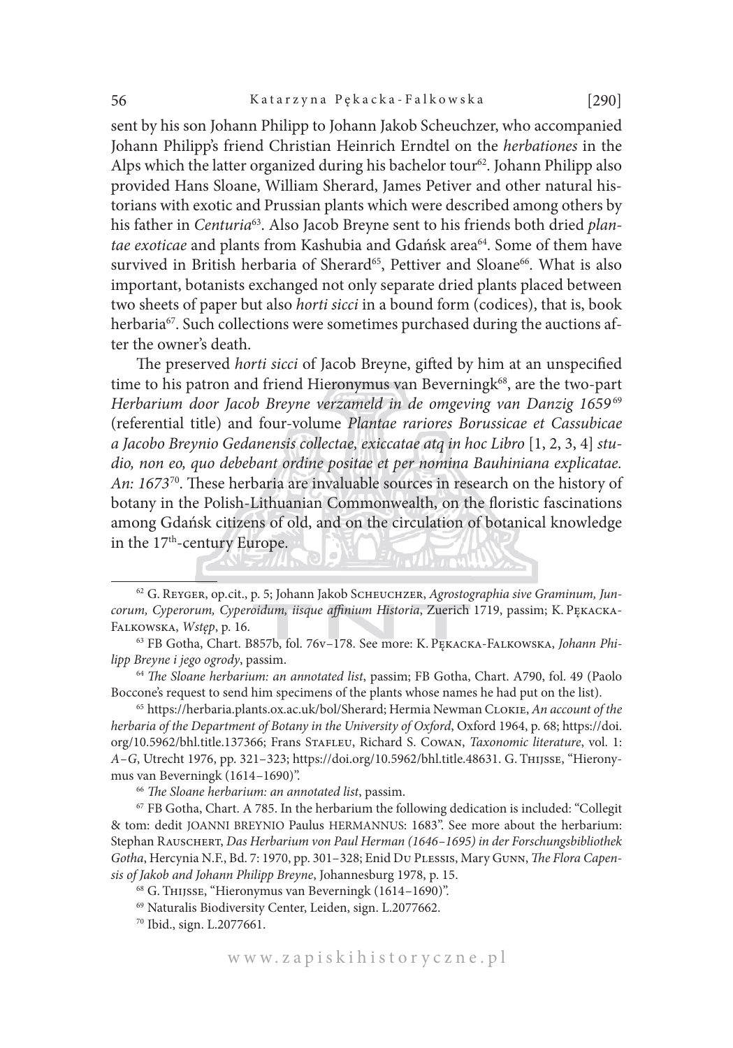sent by his son Johann Philipp to Johann Jakob Scheuchzer, who accompanied Johann Philipp's friend Christian Heinrich Erndtel on the *herbationes* in the Alps which the latter organized during his bachelor tour[62]. Johann Philipp also provided Hans Sloane, William Sherard, James Petiver and other natural historians with exotic and Prussian plants which were described among others by his father in *Centuria*[63]. Also Jacob Breyne sent to his friends both dried *plantae exoticae* and plants from Kashubia and Gdańsk area[64]. Some of them have survived in British herbaria of Sherard[65], Pettiver and Sloane[66]. What is also important, botanists exchanged not only separate dried plants placed between two sheets of paper but also *horti sicci* in a bound form (codices), that is, book herbaria[67]. Such collections were sometimes purchased during the auctions after the owner's death.

The preserved *horti sicci* of Jacob Breyne, gifted by him at an unspecified time to his patron and friend Hieronymus van Beverningk[68], are the two-part *Herbarium door Jacob Breyne verzameld in de omgeving van Danzig 1659*[69] (referential title) and four-volume *Plantae rariores Borussicae et Cassubicae a Jacobo Breynio Gedanensis collectae, exiccatae atq in hoc Libro* [1, 2, 3, 4] *studio, non eo, quo debebant ordine positae et per nomina Bauhiniana explicatae. An: 1673*[70]. These herbaria are invaluable sources in research on the history of botany in the Polish-Lithuanian Commonwealth, on the floristic fascinations among Gdańsk citizens of old, and on the circulation of botanical knowledge in the 17th-century Europe.

---

[62] G. Reyger, op.cit., p. 5; Johann Jakob Scheuchzer, *Agrostographia sive Graminum, Juncorum, Cyperorum, Cyperoidum, iisque affinium Historia*, Zuerich 1719, passim; K. Pękacka-Falkowska, *Wstęp*, p. 16.

[63] FB Gotha, Chart. B857b, fol. 76v–178. See more: K. Pękacka-Falkowska, *Johann Philipp Breyne i jego ogrody*, passim.

[64] *The Sloane herbarium: an annotated list*, passim; FB Gotha, Chart. A790, fol. 49 (Paolo Boccone's request to send him specimens of the plants whose names he had put on the list).

[65] https://herbaria.plants.ox.ac.uk/bol/Sherard; Hermia Newman Clokie, *An account of the herbaria of the Department of Botany in the University of Oxford*, Oxford 1964, p. 68; https://doi.org/10.5962/bhl.title.137366; Frans Stafleu, Richard S. Cowan, *Taxonomic literature*, vol. 1: *A–G*, Utrecht 1976, pp. 321–323; https://doi.org/10.5962/bhl.title.48631. G. Thijsse, "Hieronymus van Beverningk (1614–1690)".

[66] *The Sloane herbarium: an annotated list*, passim.

[67] FB Gotha, Chart. A 785. In the herbarium the following dedication is included: "Collegit & tom: dedit JOANNI BREYNIO Paulus HERMANNUS: 1683". See more about the herbarium: Stephan Rauschert, *Das Herbarium von Paul Herman (1646–1695) in der Forschungsbibliothek Gotha*, Hercynia N.F., Bd. 7: 1970, pp. 301–328; Enid Du Plessis, Mary Gunn, *The Flora Capensis of Jakob and Johann Philipp Breyne*, Johannesburg 1978, p. 15.

[68] G. Thijsse, "Hieronymus van Beverningk (1614–1690)".

[69] Naturalis Biodiversity Center, Leiden, sign. L.2077662.

[70] Ibid., sign. L.2077661.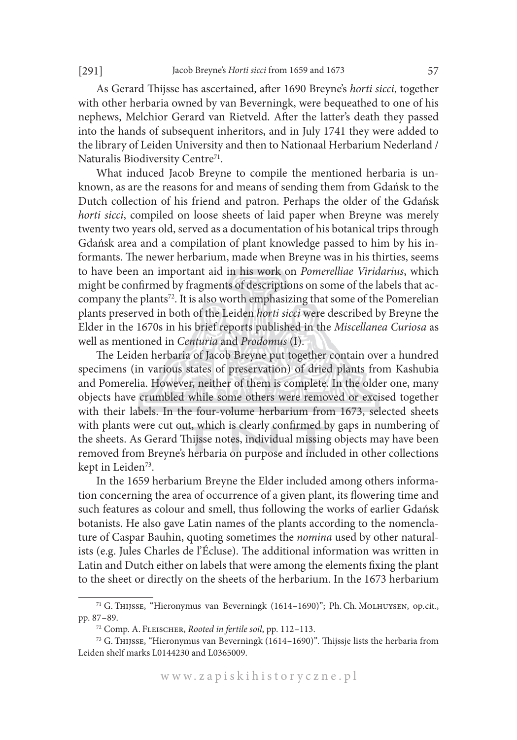As Gerard Thijsse has ascertained, after 1690 Breyne's *horti sicci*, together with other herbaria owned by van Beverningk, were bequeathed to one of his nephews, Melchior Gerard van Rietveld. After the latter's death they passed into the hands of subsequent inheritors, and in July 1741 they were added to the library of Leiden University and then to Nationaal Herbarium Nederland / Naturalis Biodiversity Centre[71].

What induced Jacob Breyne to compile the mentioned herbaria is unknown, as are the reasons for and means of sending them from Gdańsk to the Dutch collection of his friend and patron. Perhaps the older of the Gdańsk *horti sicci*, compiled on loose sheets of laid paper when Breyne was merely twenty two years old, served as a documentation of his botanical trips through Gdańsk area and a compilation of plant knowledge passed to him by his informants. The newer herbarium, made when Breyne was in his thirties, seems to have been an important aid in his work on *Pomerelliae Viridarius*, which might be confirmed by fragments of descriptions on some of the labels that accompany the plants[72]. It is also worth emphasizing that some of the Pomerelian plants preserved in both of the Leiden *horti sicci* were described by Breyne the Elder in the 1670s in his brief reports published in the *Miscellanea Curiosa* as well as mentioned in *Centuria* and *Prodomus* (I).

The Leiden herbaria of Jacob Breyne put together contain over a hundred specimens (in various states of preservation) of dried plants from Kashubia and Pomerelia. However, neither of them is complete. In the older one, many objects have crumbled while some others were removed or excised together with their labels. In the four-volume herbarium from 1673, selected sheets with plants were cut out, which is clearly confirmed by gaps in numbering of the sheets. As Gerard Thijsse notes, individual missing objects may have been removed from Breyne's herbaria on purpose and included in other collections kept in Leiden[73].

In the 1659 herbarium Breyne the Elder included among others information concerning the area of occurrence of a given plant, its flowering time and such features as colour and smell, thus following the works of earlier Gdańsk botanists. He also gave Latin names of the plants according to the nomenclature of Caspar Bauhin, quoting sometimes the *nomina* used by other naturalists (e.g. Jules Charles de l'Écluse). The additional information was written in Latin and Dutch either on labels that were among the elements fixing the plant to the sheet or directly on the sheets of the herbarium. In the 1673 herbarium

---

[71] G. Thijsse, "Hieronymus van Beverningk (1614–1690)"; Ph. Ch. Molhuysen, op.cit., pp. 87–89.

[72] Comp. A. Fleischer, *Rooted in fertile soil*, pp. 112–113.

[73] G. Thijsse, "Hieronymus van Beverningk (1614–1690)". Thijssje lists the herbaria from Leiden shelf marks L0144230 and L0365009.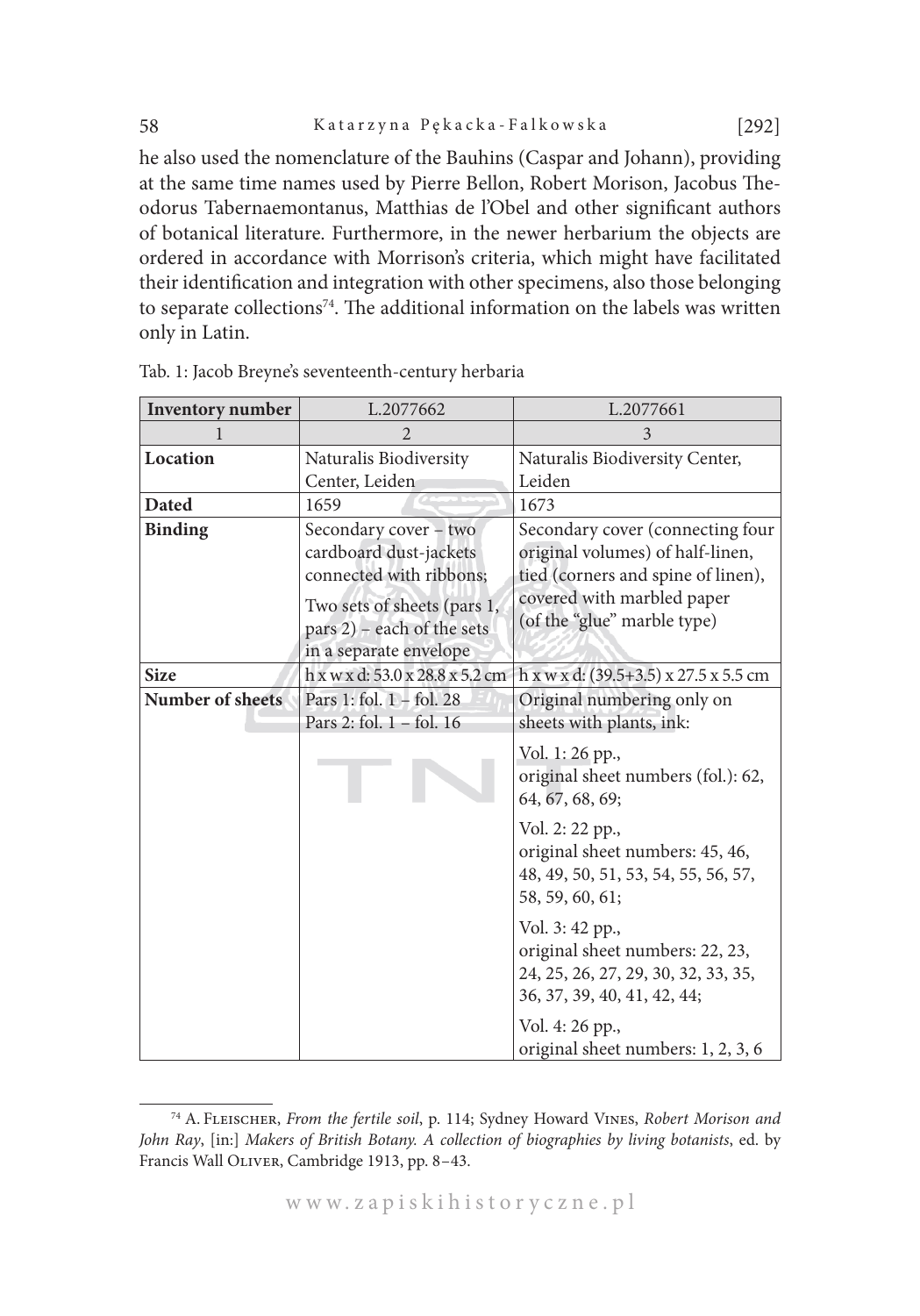he also used the nomenclature of the Bauhins (Caspar and Johann), providing at the same time names used by Pierre Bellon, Robert Morison, Jacobus Theodorus Tabernaemontanus, Matthias de l'Obel and other significant authors of botanical literature. Furthermore, in the newer herbarium the objects are ordered in accordance with Morrison's criteria, which might have facilitated their identification and integration with other specimens, also those belonging to separate collections[74]. The additional information on the labels was written only in Latin.

Tab. 1: Jacob Breyne's seventeenth-century herbaria

| **Inventory number** | L.2077662 | L.2077661 |
|---|---|---|
| 1 | 2 | 3 |
| **Location** | Naturalis Biodiversity Center, Leiden | Naturalis Biodiversity Center, Leiden |
| **Dated** | 1659 | 1673 |
| **Binding** | Secondary cover – two cardboard dust-jackets connected with ribbons; Two sets of sheets (pars 1, pars 2) – each of the sets in a separate envelope | Secondary cover (connecting four original volumes) of half-linen, tied (corners and spine of linen), covered with marbled paper (of the "glue" marble type) |
| **Size** | h x w x d: 53.0 x 28.8 x 5.2 cm | h x w x d: (39.5+3.5) x 27.5 x 5.5 cm |
| **Number of sheets** | Pars 1: fol. 1 – fol. 28<br>Pars 2: fol. 1 – fol. 16 | Original numbering only on sheets with plants, ink:<br>Vol. 1: 26 pp., original sheet numbers (fol.): 62, 64, 67, 68, 69;<br>Vol. 2: 22 pp., original sheet numbers: 45, 46, 48, 49, 50, 51, 53, 54, 55, 56, 57, 58, 59, 60, 61;<br>Vol. 3: 42 pp., original sheet numbers: 22, 23, 24, 25, 26, 27, 29, 30, 32, 33, 35, 36, 37, 39, 40, 41, 42, 44;<br>Vol. 4: 26 pp., original sheet numbers: 1, 2, 3, 6 |

[74] A. Fleischer, *From the fertile soil*, p. 114; Sydney Howard Vines, *Robert Morison and John Ray*, [in:] *Makers of British Botany. A collection of biographies by living botanists*, ed. by Francis Wall Oliver, Cambridge 1913, pp. 8–43.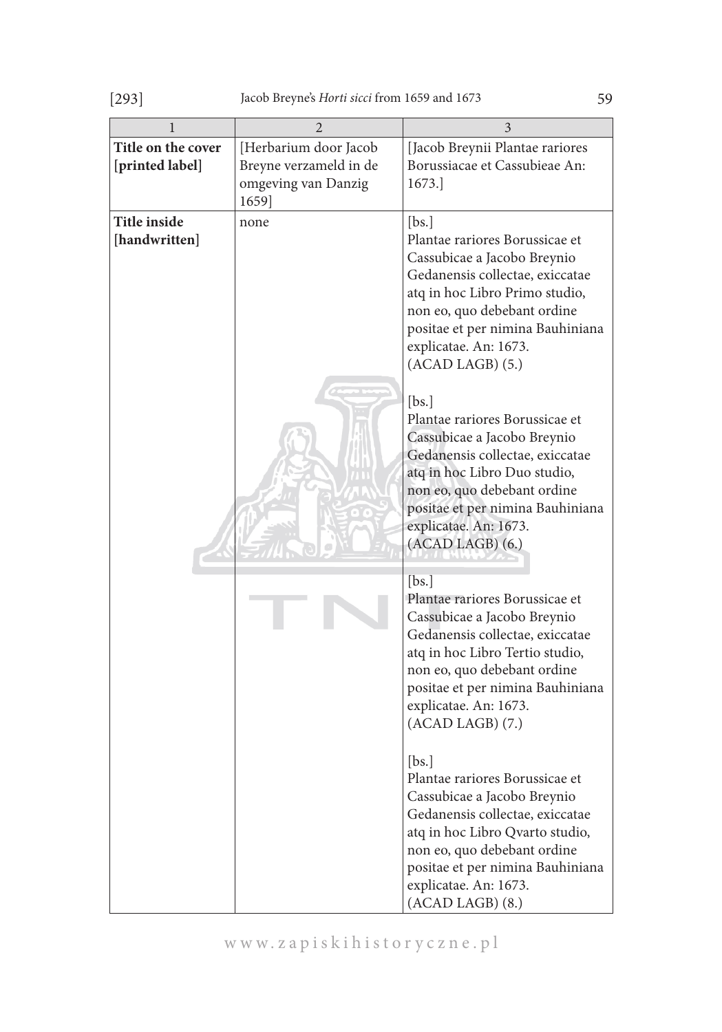| 1 | 2 | 3 |
|---|---|---|
| **Title on the cover [printed label]** | [Herbarium door Jacob Breyne verzameld in de omgeving van Danzig 1659] | [Jacob Breynii Plantae rariores Borussiacae et Cassubieae An: 1673.] |
| **Title inside [handwritten]** | none | [bs.]<br>Plantae rariores Borussicae et Cassubicae a Jacobo Breynio Gedanensis collectae, exiccatae atq in hoc Libro Primo studio, non eo, quo debebant ordine positae et per nimina Bauhiniana explicatae. An: 1673.<br>(ACAD LAGB) (5.)<br><br>[bs.]<br>Plantae rariores Borussicae et Cassubicae a Jacobo Breynio Gedanensis collectae, exiccatae atq in hoc Libro Duo studio, non eo, quo debebant ordine positae et per nimina Bauhiniana explicatae. An: 1673.<br>(ACAD LAGB) (6.)<br><br>[bs.]<br>Plantae rariores Borussicae et Cassubicae a Jacobo Breynio Gedanensis collectae, exiccatae atq in hoc Libro Tertio studio, non eo, quo debebant ordine positae et per nimina Bauhiniana explicatae. An: 1673.<br>(ACAD LAGB) (7.)<br><br>[bs.]<br>Plantae rariores Borussicae et Cassubicae a Jacobo Breynio Gedanensis collectae, exiccatae atq in hoc Libro Qvarto studio, non eo, quo debebant ordine positae et per nimina Bauhiniana explicatae. An: 1673.<br>(ACAD LAGB) (8.) |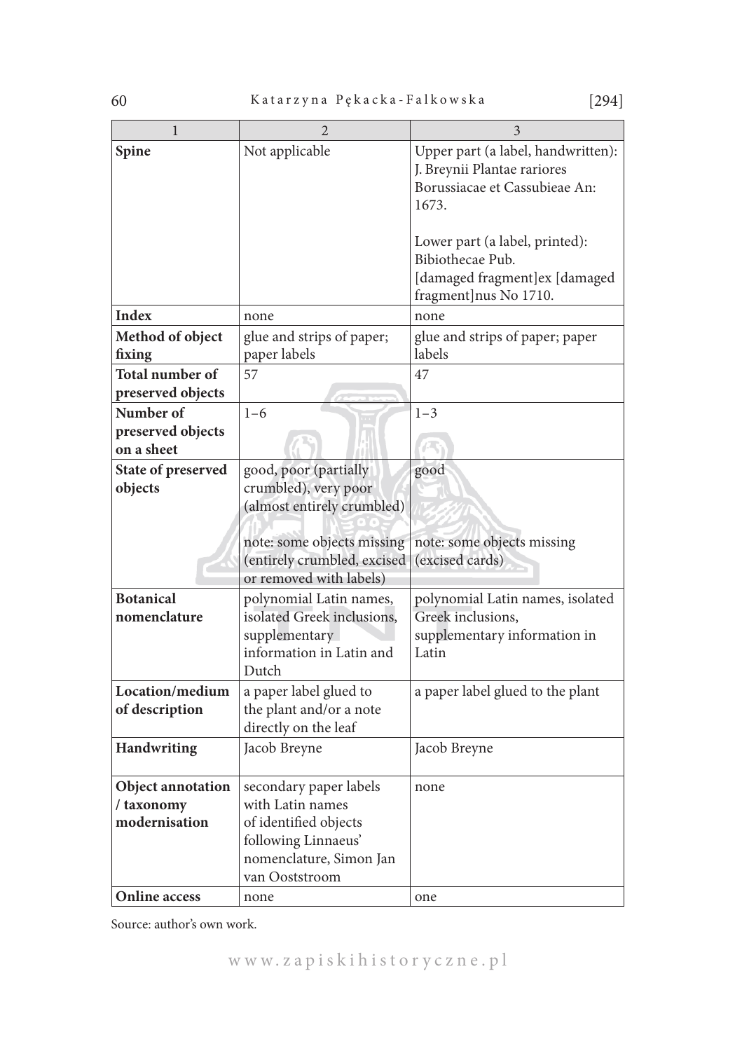| 1 | 2 | 3 |
|---|---|---|
| **Spine** | Not applicable | Upper part (a label, handwritten): J. Breynii Plantae rariores Borussiacae et Cassubieae An: 1673.<br><br>Lower part (a label, printed): Bibiothecae Pub. [damaged fragment]ex [damaged fragment]nus No 1710. |
| **Index** | none | none |
| **Method of object fixing** | glue and strips of paper; paper labels | glue and strips of paper; paper labels |
| **Total number of preserved objects** | 57 | 47 |
| **Number of preserved objects on a sheet** | 1–6 | 1–3 |
| **State of preserved objects** | good, poor (partially crumbled), very poor (almost entirely crumbled)<br><br>note: some objects missing (entirely crumbled, excised or removed with labels) | good<br><br>note: some objects missing (excised cards) |
| **Botanical nomenclature** | polynomial Latin names, isolated Greek inclusions, supplementary information in Latin and Dutch | polynomial Latin names, isolated Greek inclusions, supplementary information in Latin |
| **Location/medium of description** | a paper label glued to the plant and/or a note directly on the leaf | a paper label glued to the plant |
| **Handwriting** | Jacob Breyne | Jacob Breyne |
| **Object annotation / taxonomy modernisation** | secondary paper labels with Latin names of identified objects following Linnaeus' nomenclature, Simon Jan van Ooststroom | none |
| **Online access** | none | one |

Source: author's own work.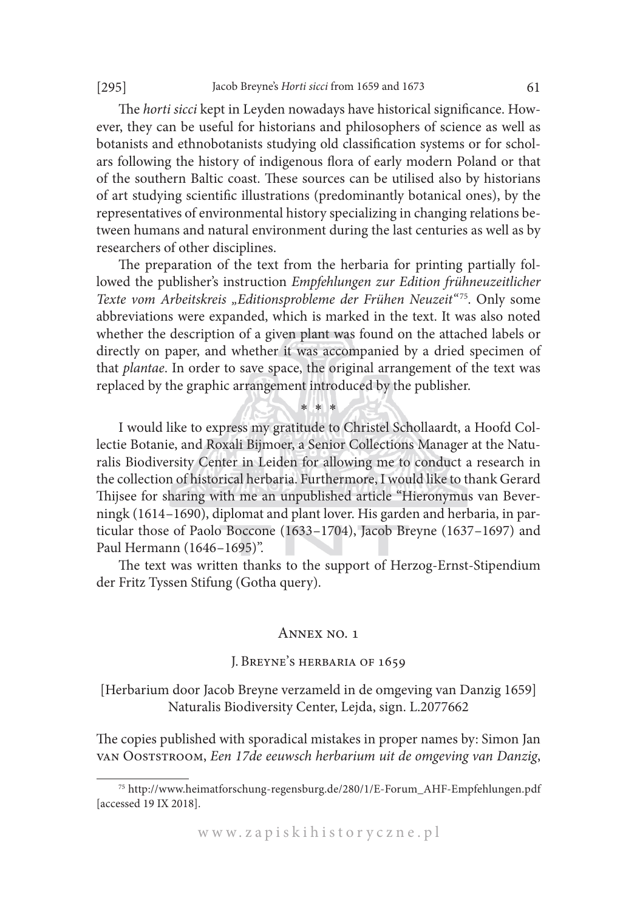The *horti sicci* kept in Leyden nowadays have historical significance. However, they can be useful for historians and philosophers of science as well as botanists and ethnobotanists studying old classification systems or for scholars following the history of indigenous flora of early modern Poland or that of the southern Baltic coast. These sources can be utilised also by historians of art studying scientific illustrations (predominantly botanical ones), by the representatives of environmental history specializing in changing relations between humans and natural environment during the last centuries as well as by researchers of other disciplines.

The preparation of the text from the herbaria for printing partially followed the publisher's instruction *Empfehlungen zur Edition frühneuzeitlicher Texte vom Arbeitskreis „Editionsprobleme der Frühen Neuzeit"*[75]. Only some abbreviations were expanded, which is marked in the text. It was also noted whether the description of a given plant was found on the attached labels or directly on paper, and whether it was accompanied by a dried specimen of that *plantae*. In order to save space, the original arrangement of the text was replaced by the graphic arrangement introduced by the publisher.

\* \* \*

I would like to express my gratitude to Christel Schollaardt, a Hoofd Collectie Botanie, and Roxali Bijmoer, a Senior Collections Manager at the Naturalis Biodiversity Center in Leiden for allowing me to conduct a research in the collection of historical herbaria. Furthermore, I would like to thank Gerard Thijsee for sharing with me an unpublished article "Hieronymus van Beverningk (1614–1690), diplomat and plant lover. His garden and herbaria, in particular those of Paolo Boccone (1633–1704), Jacob Breyne (1637–1697) and Paul Hermann (1646–1695)".

The text was written thanks to the support of Herzog-Ernst-Stipendium der Fritz Tyssen Stifung (Gotha query).

## Annex no. 1

### J. Breyne's herbaria of 1659

[Herbarium door Jacob Breyne verzameld in de omgeving van Danzig 1659]
Naturalis Biodiversity Center, Lejda, sign. L.2077662

The copies published with sporadical mistakes in proper names by: Simon Jan van Ooststroom, *Een 17de eeuwsch herbarium uit de omgeving van Danzig*,

[75] http://www.heimatforschung-regensburg.de/280/1/E-Forum_AHF-Empfehlungen.pdf [accessed 19 IX 2018].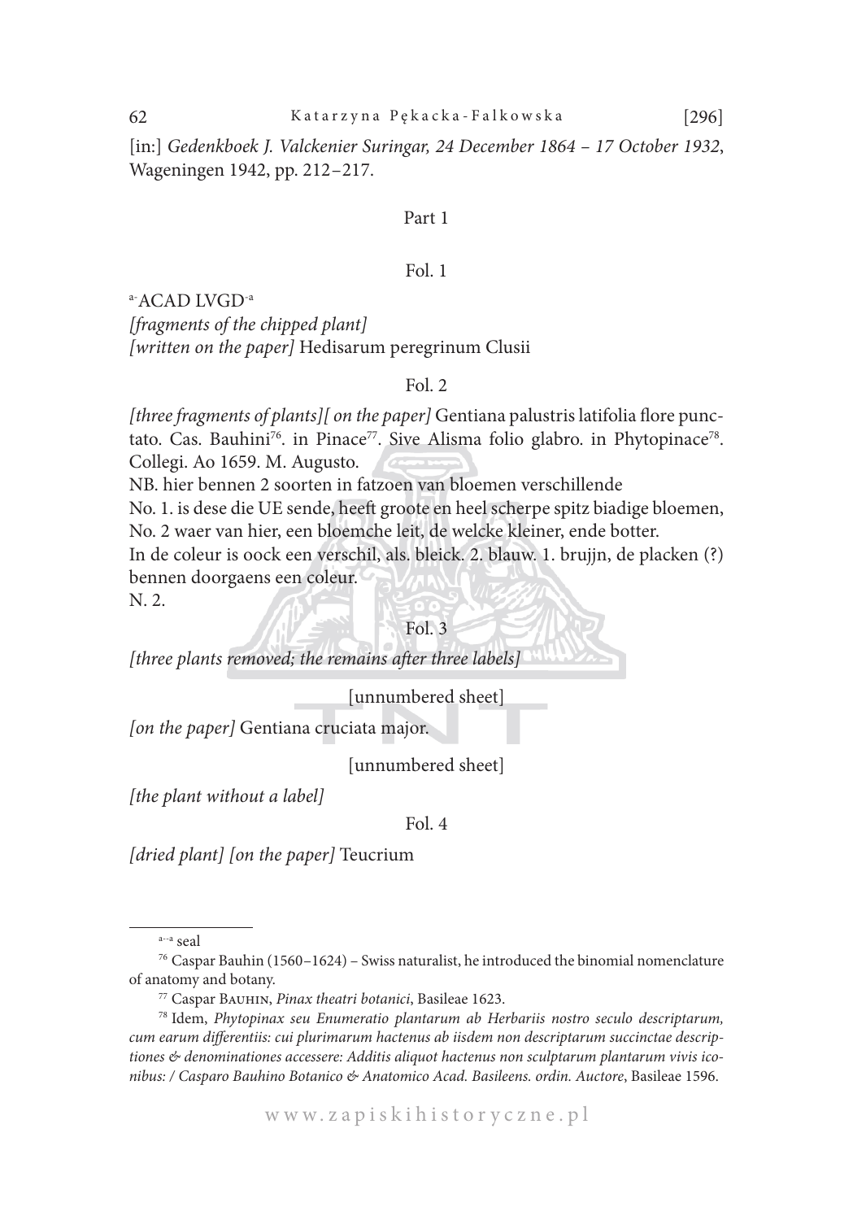[in:] *Gedenkboek J. Valckenier Suringar, 24 December 1864 – 17 October 1932*, Wageningen 1942, pp. 212–217.

Part 1

Fol. 1

[a-]ACAD LVGD[-a]
*[fragments of the chipped plant]*
*[written on the paper]* Hedisarum peregrinum Clusii

Fol. 2

*[three fragments of plants][ on the paper]* Gentiana palustris latifolia flore punctato. Cas. Bauhini[76]. in Pinace[77]. Sive Alisma folio glabro. in Phytopinace[78]. Collegi. Ao 1659. M. Augusto.

NB. hier bennen 2 soorten in fatzoen van bloemen verschillende
No. 1. is dese die UE sende, heeft groote en heel scherpe spitz biadige bloemen,
No. 2 waer van hier, een bloemche leit, de welcke kleiner, ende botter.
In de coleur is oock een verschil, als. bleick. 2. blauw. 1. brujjn, de placken (?) bennen doorgaens een coleur.
N. 2.

Fol. 3

*[three plants removed; the remains after three labels]*

[unnumbered sheet]

*[on the paper]* Gentiana cruciata major.

[unnumbered sheet]

*[the plant without a label]*

Fol. 4

*[dried plant] [on the paper]* Teucrium

---

[a–a] seal

[76] Caspar Bauhin (1560–1624) – Swiss naturalist, he introduced the binomial nomenclature of anatomy and botany.

[77] Caspar Bauhin, *Pinax theatri botanici*, Basileae 1623.

[78] Idem, *Phytopinax seu Enumeratio plantarum ab Herbariis nostro seculo descriptarum, cum earum differentiis: cui plurimarum hactenus ab iisdem non descriptarum succinctae descriptiones & denominationes accessere: Additis aliquot hactenus non sculptarum plantarum vivis iconibus: / Casparo Bauhino Botanico & Anatomico Acad. Basileens. ordin. Auctore*, Basileae 1596.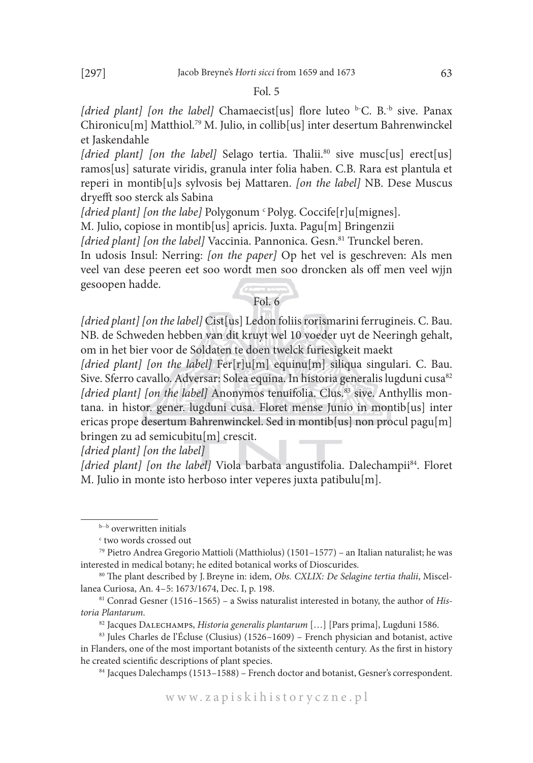Fol. 5

*[dried plant] [on the label]* Chamaecist[us] flore luteo [b-]C. B.[-b] sive. Panax Chironicu[m] Matthiol.[79] M. Julio, in collib[us] inter desertum Bahrenwinckel et Jaskendahle

*[dried plant] [on the label]* Selago tertia. Thalii.[80] sive musc[us] erect[us] ramos[us] saturate viridis, granula inter folia haben. C.B. Rara est plantula et reperi in montib[u]s sylvosis bej Mattaren. *[on the label]* NB. Dese Muscus dryefft soo sterck als Sabina

*[dried plant] [on the labe]* Polygonum [c] Polyg. Coccife[r]u[mignes].

M. Julio, copiose in montib[us] apricis. Juxta. Pagu[m] Bringenzii

*[dried plant] [on the label]* Vaccinia. Pannonica. Gesn.[81] Trunckel beren.

In udosis Insul: Nerring: *[on the paper]* Op het vel is geschreven: Als men veel van dese peeren eet soo wordt men soo droncken als off men veel wjjn gesoopen hadde.

Fol. 6

*[dried plant] [on the label]* Cist[us] Ledon foliis rorismarini ferrugineis. C. Bau. NB. de Schweden hebben van dit kruyt wel 10 voeder uyt de Neeringh gehalt, om in het bier voor de Soldaten te doen twelck furiesigkeit maekt

*[dried plant] [on the label]* Fer[r]u[m] equinu[m] siliqua singulari. C. Bau. Sive. Sferro cavallo. Adversar: Solea equina. In historia generalis lugduni cusa[82]

*[dried plant] [on the label]* Anonymos tenuifolia. Clus.[83] sive. Anthyllis montana. in histor. gener. lugduni cusa. Floret mense Junio in montib[us] inter ericas prope desertum Bahrenwinckel. Sed in montib[us] non procul pagu[m] bringen zu ad semicubitu[m] crescit.

*[dried plant] [on the label]*

*[dried plant] [on the label]* Viola barbata angustifolia. Dalechampii[84]. Floret M. Julio in monte isto herboso inter veperes juxta patibulu[m].

---

[b–b] overwritten initials

[c] two words crossed out

[79] Pietro Andrea Gregorio Mattioli (Matthiolus) (1501–1577) – an Italian naturalist; he was interested in medical botany; he edited botanical works of Dioscurides.

[80] The plant described by J. Breyne in: idem, *Obs. CXLIX: De Selagine tertia thalii*, Miscellanea Curiosa, An. 4–5: 1673/1674, Dec. I, p. 198.

[81] Conrad Gesner (1516–1565) – a Swiss naturalist interested in botany, the author of *Historia Plantarum*.

[82] Jacques Dalechamps, *Historia generalis plantarum* […] [Pars prima], Lugduni 1586.

[83] Jules Charles de l'Écluse (Clusius) (1526–1609) – French physician and botanist, active in Flanders, one of the most important botanists of the sixteenth century. As the first in history he created scientific descriptions of plant species.

[84] Jacques Dalechamps (1513–1588) – French doctor and botanist, Gesner's correspondent.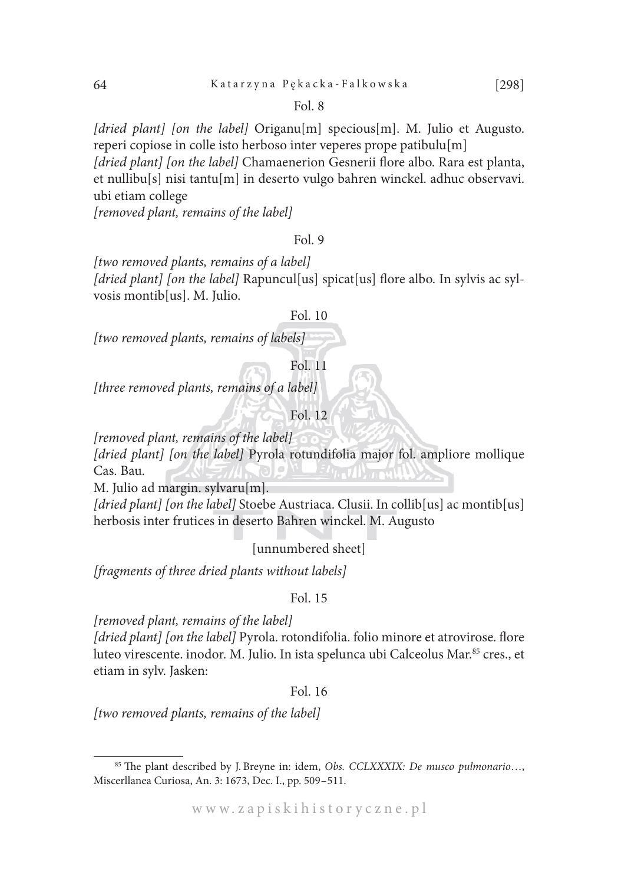Fol. 8

*[dried plant] [on the label]* Origanu[m] specious[m]. M. Julio et Augusto. reperi copiose in colle isto herboso inter veperes prope patibulu[m]

*[dried plant] [on the label]* Chamaenerion Gesnerii flore albo. Rara est planta, et nullibu[s] nisi tantu[m] in deserto vulgo bahren winckel. adhuc observavi. ubi etiam college

*[removed plant, remains of the label]*

Fol. 9

*[two removed plants, remains of a label]*

*[dried plant] [on the label]* Rapuncul[us] spicat[us] flore albo. In sylvis ac sylvosis montib[us]. M. Julio.

Fol. 10

*[two removed plants, remains of labels]*

Fol. 11

*[three removed plants, remains of a label]*

Fol. 12

*[removed plant, remains of the label]*

*[dried plant] [on the label]* Pyrola rotundifolia major fol. ampliore mollique Cas. Bau.

M. Julio ad margin. sylvaru[m].

*[dried plant] [on the label]* Stoebe Austriaca. Clusii. In collib[us] ac montib[us] herbosis inter frutices in deserto Bahren winckel. M. Augusto

[unnumbered sheet]

*[fragments of three dried plants without labels]*

Fol. 15

*[removed plant, remains of the label]*

*[dried plant] [on the label]* Pyrola. rotondifolia. folio minore et atrovirose. flore luteo virescente. inodor. M. Julio. In ista spelunca ubi Calceolus Mar.[85] cres., et etiam in sylv. Jasken:

Fol. 16

*[two removed plants, remains of the label]*

---

[85] The plant described by J. Breyne in: idem, *Obs. CCLXXXIX: De musco pulmonario*…, Miscerllanea Curiosa, An. 3: 1673, Dec. I., pp. 509–511.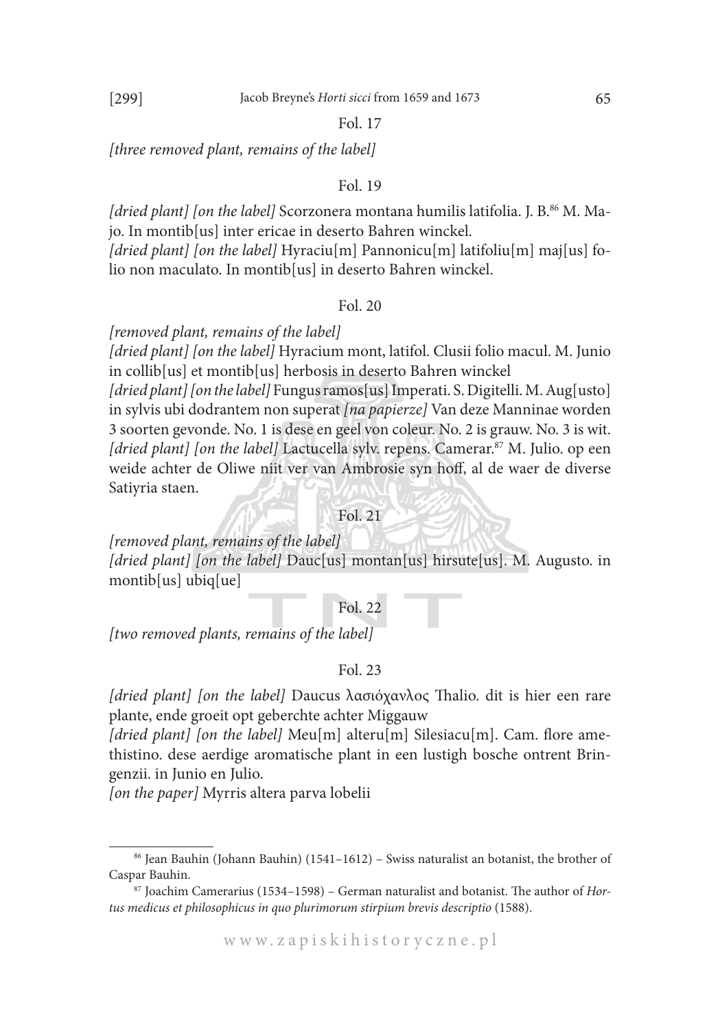Fol. 17

*[three removed plant, remains of the label]*

Fol. 19

*[dried plant] [on the label]* Scorzonera montana humilis latifolia. J. B.[86] M. Majo. In montib[us] inter ericae in deserto Bahren winckel.
*[dried plant] [on the label]* Hyraciu[m] Pannonicu[m] latifoliu[m] maj[us] folio non maculato. In montib[us] in deserto Bahren winckel.

Fol. 20

*[removed plant, remains of the label]*
*[dried plant] [on the label]* Hyracium mont, latifol. Clusii folio macul. M. Junio in collib[us] et montib[us] herbosis in deserto Bahren winckel
*[dried plant] [on the label]* Fungus ramos[us] Imperati. S. Digitelli. M. Aug[usto] in sylvis ubi dodrantem non superat *[na papierze]* Van deze Manninae worden 3 soorten gevonde. No. 1 is dese en geel von coleur. No. 2 is grauw. No. 3 is wit.
*[dried plant] [on the label]* Lactucella sylv. repens. Camerar.[87] M. Julio. op een weide achter de Oliwe niit ver van Ambrosie syn hoff, al de waer de diverse Satiyria staen.

Fol. 21

*[removed plant, remains of the label]*
*[dried plant] [on the label]* Dauc[us] montan[us] hirsute[us]. M. Augusto. in montib[us] ubiq[ue]

Fol. 22

*[two removed plants, remains of the label]*

Fol. 23

*[dried plant] [on the label]* Daucus λασιόχανλος Thalio. dit is hier een rare plante, ende groeit opt geberchte achter Miggauw
*[dried plant] [on the label]* Meu[m] alteru[m] Silesiacu[m]. Cam. flore amethistino. dese aerdige aromatische plant in een lustigh bosche ontrent Bringenzii. in Junio en Julio.
*[on the paper]* Myrris altera parva lobelii

---

[86] Jean Bauhin (Johann Bauhin) (1541–1612) – Swiss naturalist an botanist, the brother of Caspar Bauhin.

[87] Joachim Camerarius (1534–1598) – German naturalist and botanist. The author of *Hortus medicus et philosophicus in quo plurimorum stirpium brevis descriptio* (1588).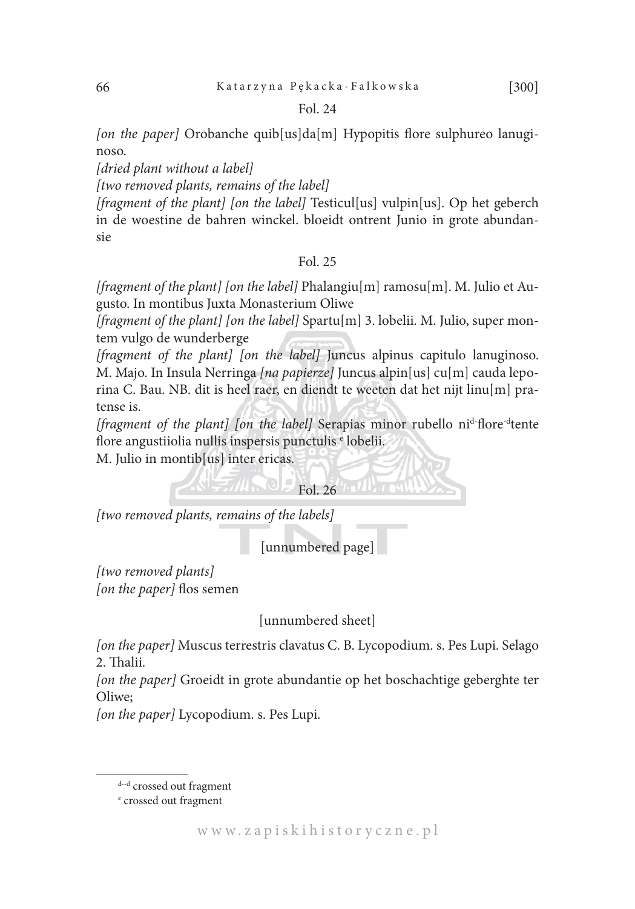Fol. 24

*[on the paper]* Orobanche quib[us]da[m] Hypopitis flore sulphureo lanuginoso.

*[dried plant without a label]*

*[two removed plants, remains of the label]*

*[fragment of the plant] [on the label]* Testicul[us] vulpin[us]. Op het geberch in de woestine de bahren winckel. bloeidt ontrent Junio in grote abundansie

Fol. 25

*[fragment of the plant] [on the label]* Phalangiu[m] ramosu[m]. M. Julio et Augusto. In montibus Juxta Monasterium Oliwe

*[fragment of the plant] [on the label]* Spartu[m] 3. lobelii. M. Julio, super montem vulgo de wunderberge

*[fragment of the plant] [on the label]* Juncus alpinus capitulo lanuginoso. M. Majo. In Insula Nerringa *[na papierze]* Juncus alpin[us] cu[m] cauda leporina C. Bau. NB. dit is heel raer, en diendt te weeten dat het nijt linu[m] pratense is.

*[fragment of the plant] [on the label]* Serapias minor rubello ni[d]-flore-[d]tente flore angustiiolia nullis inspersis punctulis [e] lobelii.

M. Julio in montib[us] inter ericas.

Fol. 26

*[two removed plants, remains of the labels]*

[unnumbered page]

*[two removed plants]*

*[on the paper]* flos semen

[unnumbered sheet]

*[on the paper]* Muscus terrestris clavatus C. B. Lycopodium. s. Pes Lupi. Selago 2. Thalii.

*[on the paper]* Groeidt in grote abundantie op het boschachtige geberghte ter Oliwe;

*[on the paper]* Lycopodium. s. Pes Lupi.

---

[d–d] crossed out fragment

[e] crossed out fragment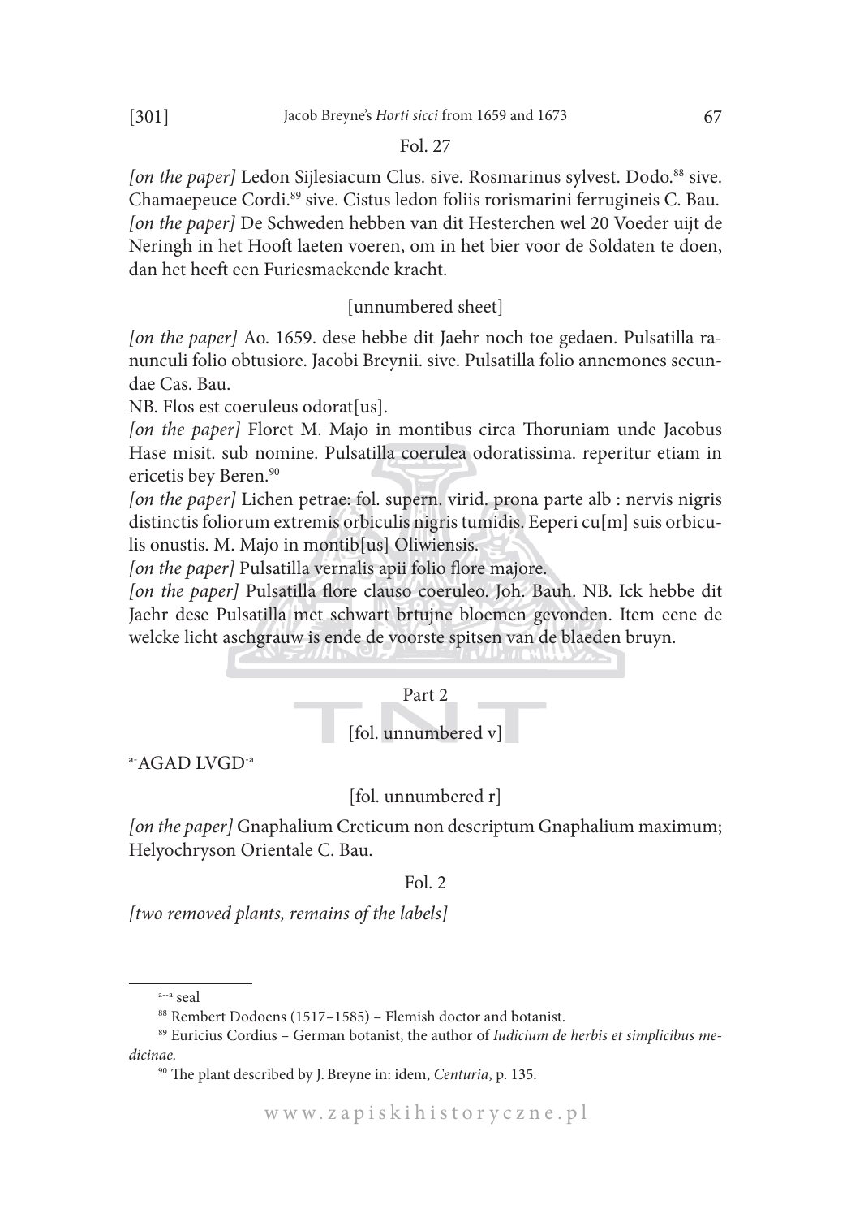Fol. 27

*[on the paper]* Ledon Sijlesiacum Clus. sive. Rosmarinus sylvest. Dodo.[88] sive. Chamaepeuce Cordi.[89] sive. Cistus ledon foliis rorismarini ferrugineis C. Bau. *[on the paper]* De Schweden hebben van dit Hesterchen wel 20 Voeder uijt de Neringh in het Hooft laeten voeren, om in het bier voor de Soldaten te doen, dan het heeft een Furiesmaekende kracht.

[unnumbered sheet]

*[on the paper]* Ao. 1659. dese hebbe dit Jaehr noch toe gedaen. Pulsatilla ranunculi folio obtusiore. Jacobi Breynii. sive. Pulsatilla folio annemones secundae Cas. Bau.

NB. Flos est coeruleus odorat[us].

*[on the paper]* Floret M. Majo in montibus circa Thoruniam unde Jacobus Hase misit. sub nomine. Pulsatilla coerulea odoratissima. reperitur etiam in ericetis bey Beren.[90]

*[on the paper]* Lichen petrae: fol. supern. virid. prona parte alb : nervis nigris distinctis foliorum extremis orbiculis nigris tumidis. Eeperi cu[m] suis orbiculis onustis. M. Majo in montib[us] Oliwiensis.

*[on the paper]* Pulsatilla vernalis apii folio flore majore.

*[on the paper]* Pulsatilla flore clauso coeruleo. Joh. Bauh. NB. Ick hebbe dit Jaehr dese Pulsatilla met schwart brtujne bloemen gevonden. Item eene de welcke licht aschgrauw is ende de voorste spitsen van de blaeden bruyn.

## Part 2

[fol. unnumbered v]

[a-]AGAD LVGD[-a]

[fol. unnumbered r]

*[on the paper]* Gnaphalium Creticum non descriptum Gnaphalium maximum; Helyochryson Orientale C. Bau.

Fol. 2

*[two removed plants, remains of the labels]*

---

[a–a] seal

[88] Rembert Dodoens (1517–1585) – Flemish doctor and botanist.

[89] Euricius Cordius – German botanist, the author of *Iudicium de herbis et simplicibus medicinae.*

[90] The plant described by J. Breyne in: idem, *Centuria*, p. 135.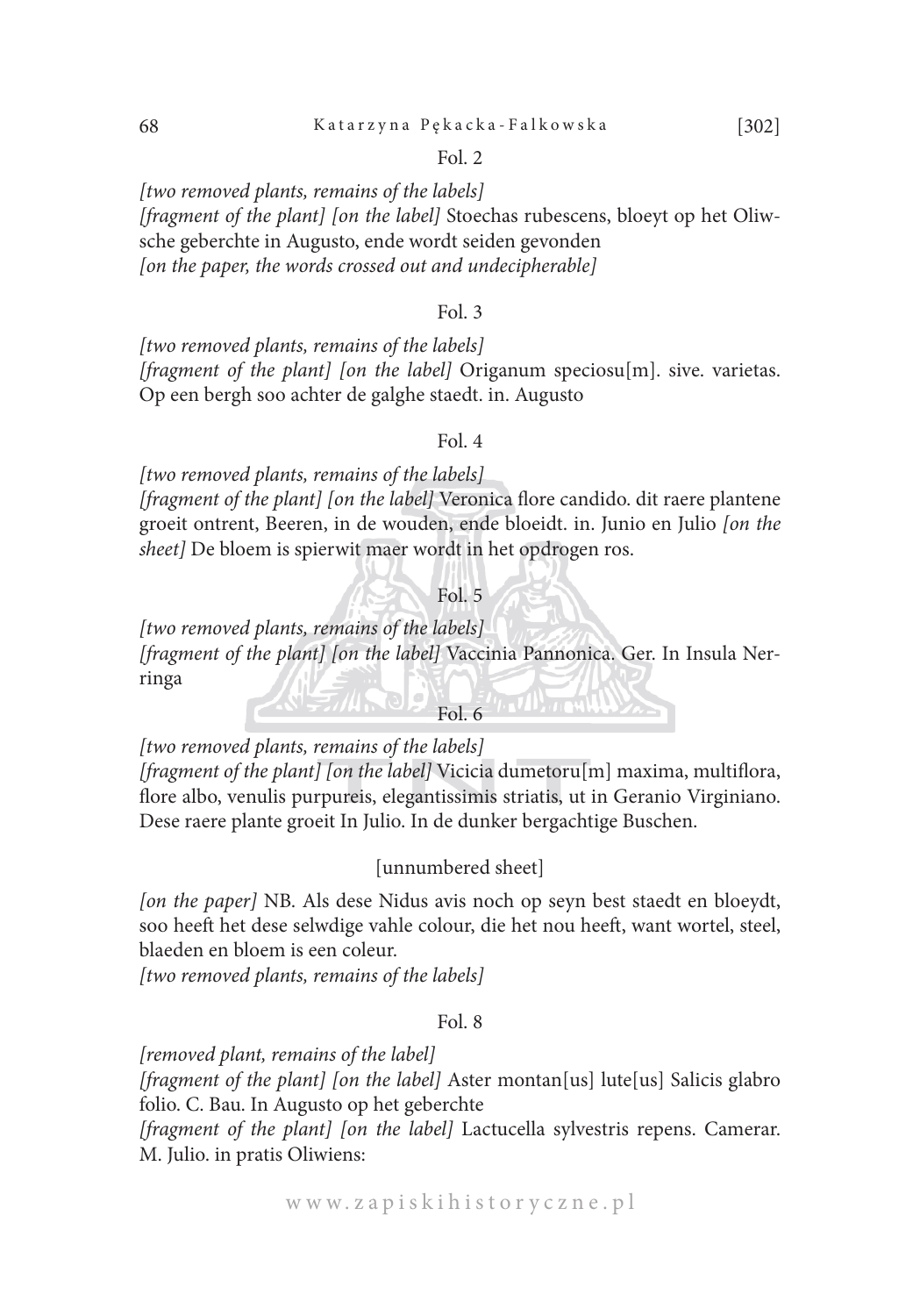Fol. 2

*[two removed plants, remains of the labels]*
*[fragment of the plant] [on the label]* Stoechas rubescens, bloeyt op het Oliwsche geberchte in Augusto, ende wordt seiden gevonden
*[on the paper, the words crossed out and undecipherable]*

Fol. 3

*[two removed plants, remains of the labels]*
*[fragment of the plant] [on the label]* Origanum speciosu[m]. sive. varietas. Op een bergh soo achter de galghe staedt. in. Augusto

Fol. 4

*[two removed plants, remains of the labels]*
*[fragment of the plant] [on the label]* Veronica flore candido. dit raere plantene groeit ontrent, Beeren, in de wouden, ende bloeidt. in. Junio en Julio *[on the sheet]* De bloem is spierwit maer wordt in het opdrogen ros.

Fol. 5

*[two removed plants, remains of the labels]*
*[fragment of the plant] [on the label]* Vaccinia Pannonica. Ger. In Insula Nerringa

Fol. 6

*[two removed plants, remains of the labels]*
*[fragment of the plant] [on the label]* Vicicia dumetoru[m] maxima, multiflora, flore albo, venulis purpureis, elegantissimis striatis, ut in Geranio Virginiano. Dese raere plante groeit In Julio. In de dunker bergachtige Buschen.

[unnumbered sheet]

*[on the paper]* NB. Als dese Nidus avis noch op seyn best staedt en bloeydt, soo heeft het dese selwdige vahle colour, die het nou heeft, want wortel, steel, blaeden en bloem is een coleur.
*[two removed plants, remains of the labels]*

Fol. 8

*[removed plant, remains of the label]*
*[fragment of the plant] [on the label]* Aster montan[us] lute[us] Salicis glabro folio. C. Bau. In Augusto op het geberchte
*[fragment of the plant] [on the label]* Lactucella sylvestris repens. Camerar. M. Julio. in pratis Oliwiens: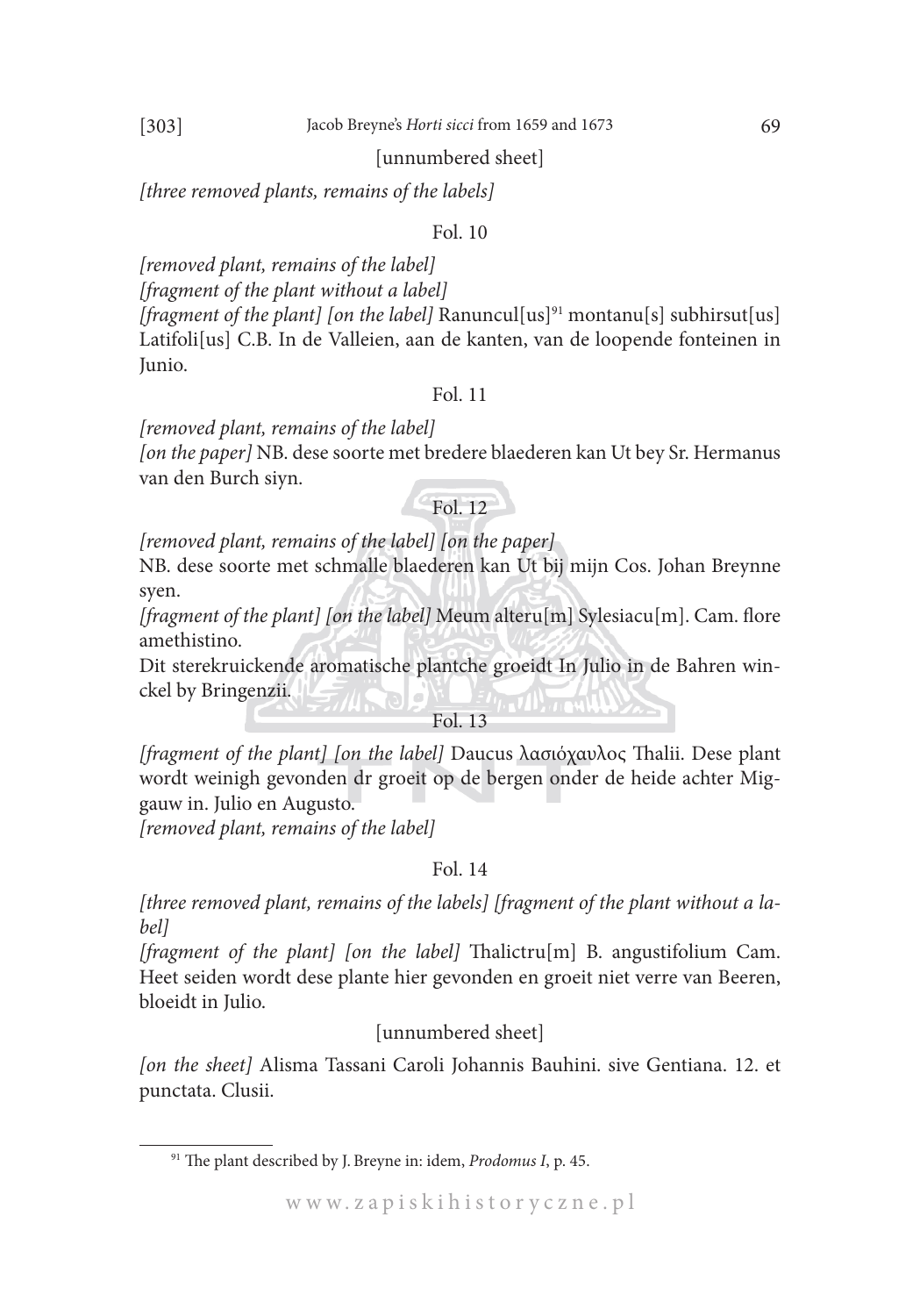[unnumbered sheet]

*[three removed plants, remains of the labels]*

Fol. 10

*[removed plant, remains of the label]*
*[fragment of the plant without a label]*
*[fragment of the plant] [on the label]* Ranuncul[us][91] montanu[s] subhirsut[us] Latifoli[us] C.B. In de Valleien, aan de kanten, van de loopende fonteinen in Junio.

Fol. 11

*[removed plant, remains of the label]*
*[on the paper]* NB. dese soorte met bredere blaederen kan Ut bey Sr. Hermanus van den Burch siyn.

Fol. 12

*[removed plant, remains of the label] [on the paper]*
NB. dese soorte met schmalle blaederen kan Ut bij mijn Cos. Johan Breynne syen.
*[fragment of the plant] [on the label]* Meum alteru[m] Sylesiacu[m]. Cam. flore amethistino.
Dit sterekruickende aromatische plantche groeidt In Julio in de Bahren winckel by Bringenzii.

Fol. 13

*[fragment of the plant] [on the label]* Daucus λασιόχαυλος Thalii. Dese plant wordt weinigh gevonden dr groeit op de bergen onder de heide achter Miggauw in. Julio en Augusto.
*[removed plant, remains of the label]*

Fol. 14

*[three removed plant, remains of the labels] [fragment of the plant without a label]*
*[fragment of the plant] [on the label]* Thalictru[m] B. angustifolium Cam. Heet seiden wordt dese plante hier gevonden en groeit niet verre van Beeren, bloeidt in Julio.

[unnumbered sheet]

*[on the sheet]* Alisma Tassani Caroli Johannis Bauhini. sive Gentiana. 12. et punctata. Clusii.

---

[91] The plant described by J. Breyne in: idem, *Prodomus I*, p. 45.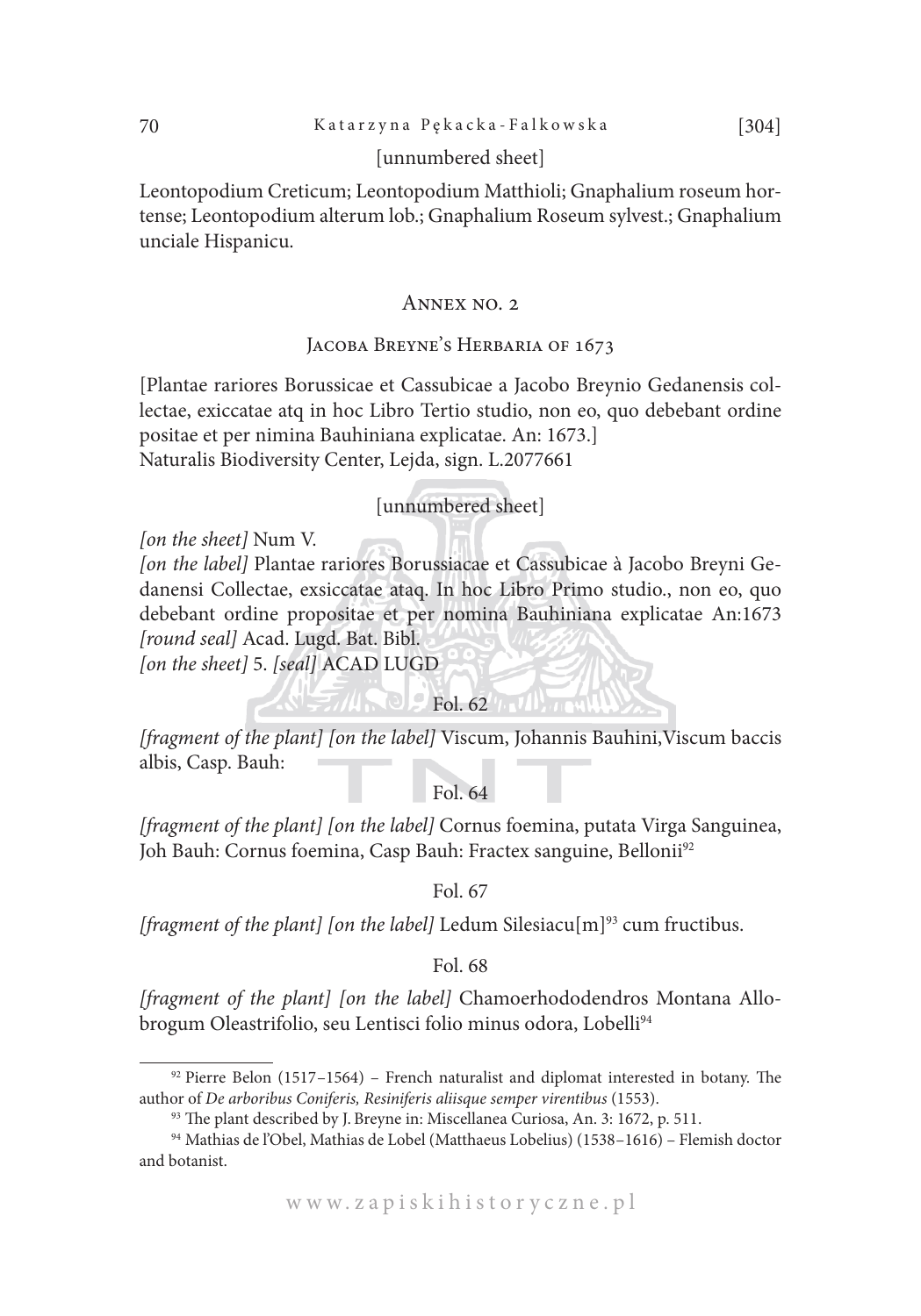[unnumbered sheet]

Leontopodium Creticum; Leontopodium Matthioli; Gnaphalium roseum hortense; Leontopodium alterum lob.; Gnaphalium Roseum sylvest.; Gnaphalium unciale Hispanicu.

## Annex no. 2

### Jacoba Breyne's Herbaria of 1673

[Plantae rariores Borussicae et Cassubicae a Jacobo Breynio Gedanensis collectae, exiccatae atq in hoc Libro Tertio studio, non eo, quo debebant ordine positae et per nimina Bauhiniana explicatae. An: 1673.]
Naturalis Biodiversity Center, Lejda, sign. L.2077661

[unnumbered sheet]

*[on the sheet]* Num V.
*[on the label]* Plantae rariores Borussiacae et Cassubicae à Jacobo Breyni Gedanensi Collectae, exsiccatae ataq. In hoc Libro Primo studio., non eo, quo debebant ordine propositae et per nomina Bauhiniana explicatae An:1673
*[round seal]* Acad. Lugd. Bat. Bibl.
*[on the sheet]* 5. *[seal]* ACAD LUGD

Fol. 62

*[fragment of the plant] [on the label]* Viscum, Johannis Bauhini,Viscum baccis albis, Casp. Bauh:

Fol. 64

*[fragment of the plant] [on the label]* Cornus foemina, putata Virga Sanguinea, Joh Bauh: Cornus foemina, Casp Bauh: Fractex sanguine, Bellonii[92]

Fol. 67

*[fragment of the plant] [on the label]* Ledum Silesiacu[m][93] cum fructibus.

Fol. 68

*[fragment of the plant] [on the label]* Chamoerhododendros Montana Allobrogum Oleastrifolio, seu Lentisci folio minus odora, Lobelli[94]

---

[92] Pierre Belon (1517–1564) – French naturalist and diplomat interested in botany. The author of *De arboribus Coniferis, Resiniferis aliisque semper virentibus* (1553).

[93] The plant described by J. Breyne in: Miscellanea Curiosa, An. 3: 1672, p. 511.

[94] Mathias de l'Obel, Mathias de Lobel (Matthaeus Lobelius) (1538–1616) – Flemish doctor and botanist.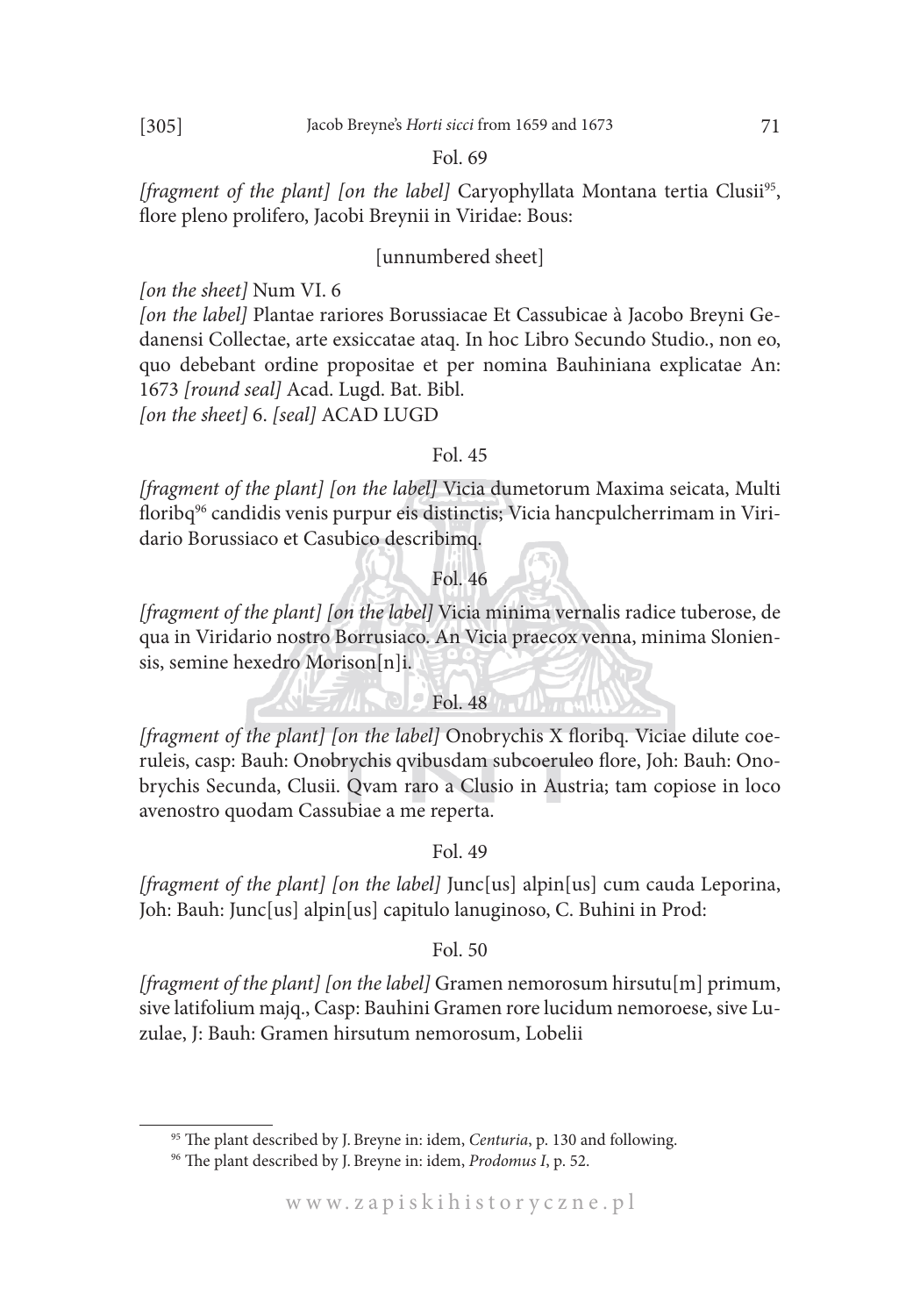Fol. 69

*[fragment of the plant] [on the label]* Caryophyllata Montana tertia Clusii[95], flore pleno prolifero, Jacobi Breynii in Viridae: Bous:

[unnumbered sheet]

*[on the sheet]* Num VI. 6
*[on the label]* Plantae rariores Borussiacae Et Cassubicae à Jacobo Breyni Gedanensi Collectae, arte exsiccatae ataq. In hoc Libro Secundo Studio., non eo, quo debebant ordine propositae et per nomina Bauhiniana explicatae An: 1673 *[round seal]* Acad. Lugd. Bat. Bibl.
*[on the sheet]* 6. *[seal]* ACAD LUGD

Fol. 45

*[fragment of the plant] [on the label]* Vicia dumetorum Maxima seicata, Multi floribq[96] candidis venis purpur eis distinctis; Vicia hancpulcherrimam in Viridario Borussiaco et Casubico describimq.

Fol. 46

*[fragment of the plant] [on the label]* Vicia minima vernalis radice tuberose, de qua in Viridario nostro Borrusiaco. An Vicia praecox venna, minima Sloniensis, semine hexedro Morison[n]i.

Fol. 48

*[fragment of the plant] [on the label]* Onobrychis X floribq. Viciae dilute coeruleis, casp: Bauh: Onobrychis qvibusdam subcoeruleo flore, Joh: Bauh: Onobrychis Secunda, Clusii. Qvam raro a Clusio in Austria; tam copiose in loco avenostro quodam Cassubiae a me reperta.

Fol. 49

*[fragment of the plant] [on the label]* Junc[us] alpin[us] cum cauda Leporina, Joh: Bauh: Junc[us] alpin[us] capitulo lanuginoso, C. Buhini in Prod:

Fol. 50

*[fragment of the plant] [on the label]* Gramen nemorosum hirsutu[m] primum, sive latifolium majq., Casp: Bauhini Gramen rore lucidum nemoroese, sive Luzulae, J: Bauh: Gramen hirsutum nemorosum, Lobelii

---

[95] The plant described by J. Breyne in: idem, *Centuria*, p. 130 and following.

[96] The plant described by J. Breyne in: idem, *Prodomus I*, p. 52.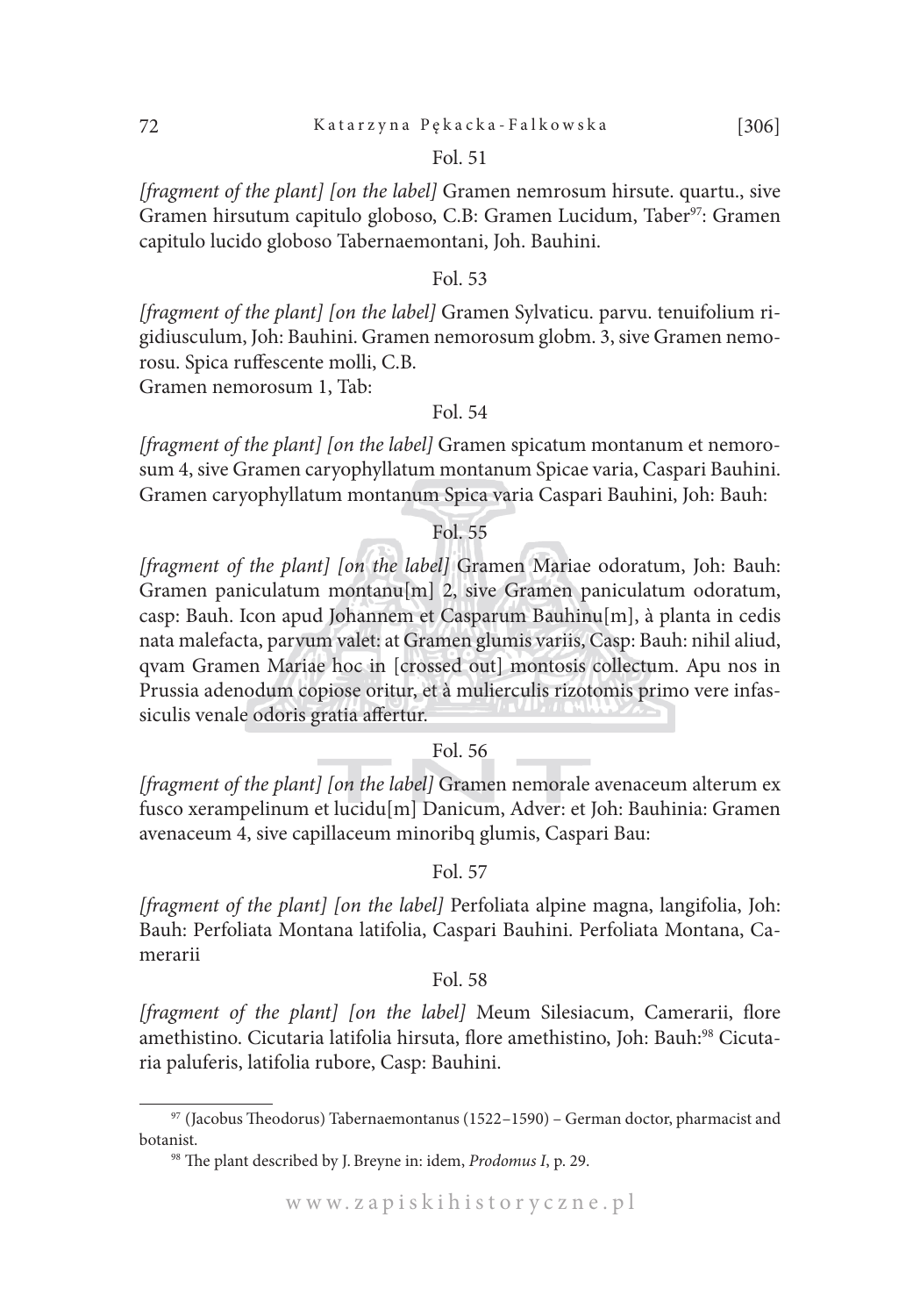Fol. 51

*[fragment of the plant] [on the label]* Gramen nemrosum hirsute. quartu., sive Gramen hirsutum capitulo globoso, C.B: Gramen Lucidum, Taber[97]: Gramen capitulo lucido globoso Tabernaemontani, Joh. Bauhini.

Fol. 53

*[fragment of the plant] [on the label]* Gramen Sylvaticu. parvu. tenuifolium rigidiusculum, Joh: Bauhini. Gramen nemorosum globm. 3, sive Gramen nemorosu. Spica ruffescente molli, C.B.
Gramen nemorosum 1, Tab:

Fol. 54

*[fragment of the plant] [on the label]* Gramen spicatum montanum et nemorosum 4, sive Gramen caryophyllatum montanum Spicae varia, Caspari Bauhini. Gramen caryophyllatum montanum Spica varia Caspari Bauhini, Joh: Bauh:

Fol. 55

*[fragment of the plant] [on the label]* Gramen Mariae odoratum, Joh: Bauh: Gramen paniculatum montanu[m] 2, sive Gramen paniculatum odoratum, casp: Bauh. Icon apud Johannem et Casparum Bauhinu[m], à planta in cedis nata malefacta, parvum valet: at Gramen glumis variis, Casp: Bauh: nihil aliud, qvam Gramen Mariae hoc in [crossed out] montosis collectum. Apu nos in Prussia adenodum copiose oritur, et à mulierculis rizotomis primo vere infassiculis venale odoris gratia affertur.

Fol. 56

*[fragment of the plant] [on the label]* Gramen nemorale avenaceum alterum ex fusco xerampelinum et lucidu[m] Danicum, Adver: et Joh: Bauhinia: Gramen avenaceum 4, sive capillaceum minoribq glumis, Caspari Bau:

Fol. 57

*[fragment of the plant] [on the label]* Perfoliata alpine magna, langifolia, Joh: Bauh: Perfoliata Montana latifolia, Caspari Bauhini. Perfoliata Montana, Camerarii

Fol. 58

*[fragment of the plant] [on the label]* Meum Silesiacum, Camerarii, flore amethistino. Cicutaria latifolia hirsuta, flore amethistino, Joh: Bauh:[98] Cicutaria paluferis, latifolia rubore, Casp: Bauhini.

---

[97] (Jacobus Theodorus) Tabernaemontanus (1522–1590) – German doctor, pharmacist and botanist.

[98] The plant described by J. Breyne in: idem, *Prodomus I*, p. 29.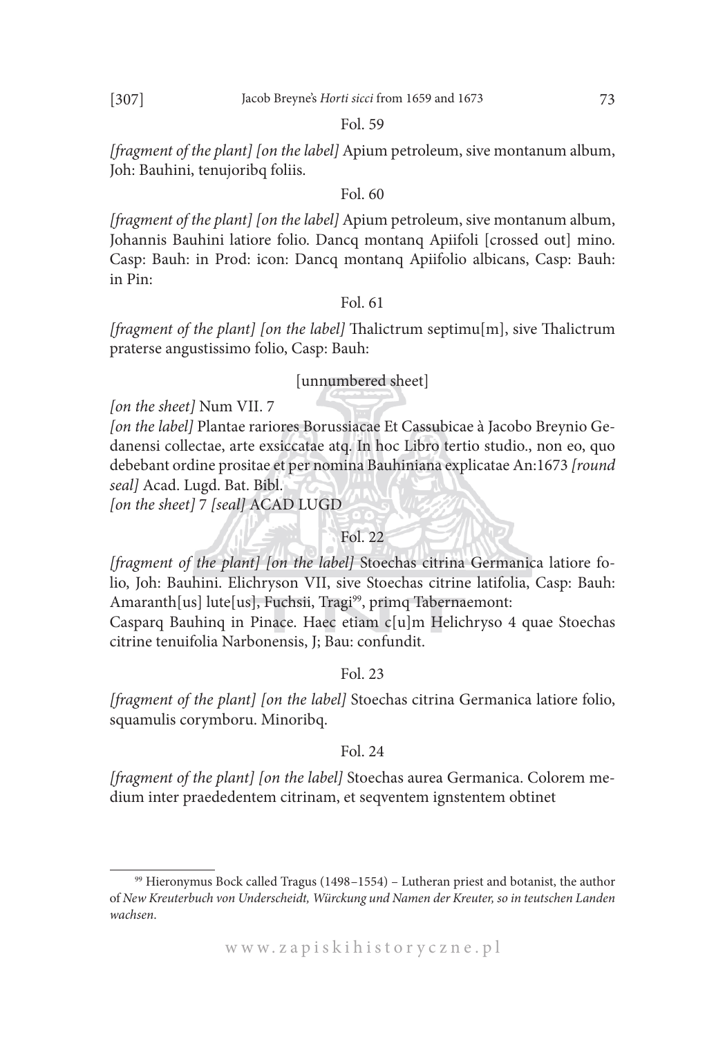Fol. 59

*[fragment of the plant] [on the label]* Apium petroleum, sive montanum album, Joh: Bauhini, tenujoribq foliis.

Fol. 60

*[fragment of the plant] [on the label]* Apium petroleum, sive montanum album, Johannis Bauhini latiore folio. Dancq montanq Apiifoli [crossed out] mino. Casp: Bauh: in Prod: icon: Dancq montanq Apiifolio albicans, Casp: Bauh: in Pin:

Fol. 61

*[fragment of the plant] [on the label]* Thalictrum septimu[m], sive Thalictrum praterse angustissimo folio, Casp: Bauh:

[unnumbered sheet]

*[on the sheet]* Num VII. 7

*[on the label]* Plantae rariores Borussiacae Et Cassubicae à Jacobo Breynio Gedanensi collectae, arte exsiccatae atq. In hoc Libro tertio studio., non eo, quo debebant ordine prositae et per nomina Bauhiniana explicatae An:1673 *[round seal]* Acad. Lugd. Bat. Bibl.

*[on the sheet]* 7 *[seal]* ACAD LUGD

Fol. 22

*[fragment of the plant] [on the label]* Stoechas citrina Germanica latiore folio, Joh: Bauhini. Elichryson VII, sive Stoechas citrine latifolia, Casp: Bauh: Amaranth[us] lute[us], Fuchsii, Tragi[99], primq Tabernaemont:

Casparq Bauhinq in Pinace. Haec etiam c[u]m Helichryso 4 quae Stoechas citrine tenuifolia Narbonensis, J; Bau: confundit.

Fol. 23

*[fragment of the plant] [on the label]* Stoechas citrina Germanica latiore folio, squamulis corymboru. Minoribq.

Fol. 24

*[fragment of the plant] [on the label]* Stoechas aurea Germanica. Colorem medium inter praededentem citrinam, et seqventem ignstentem obtinet

---

[99] Hieronymus Bock called Tragus (1498–1554) – Lutheran priest and botanist, the author of *New Kreuterbuch von Underscheidt, Würckung und Namen der Kreuter, so in teutschen Landen wachsen*.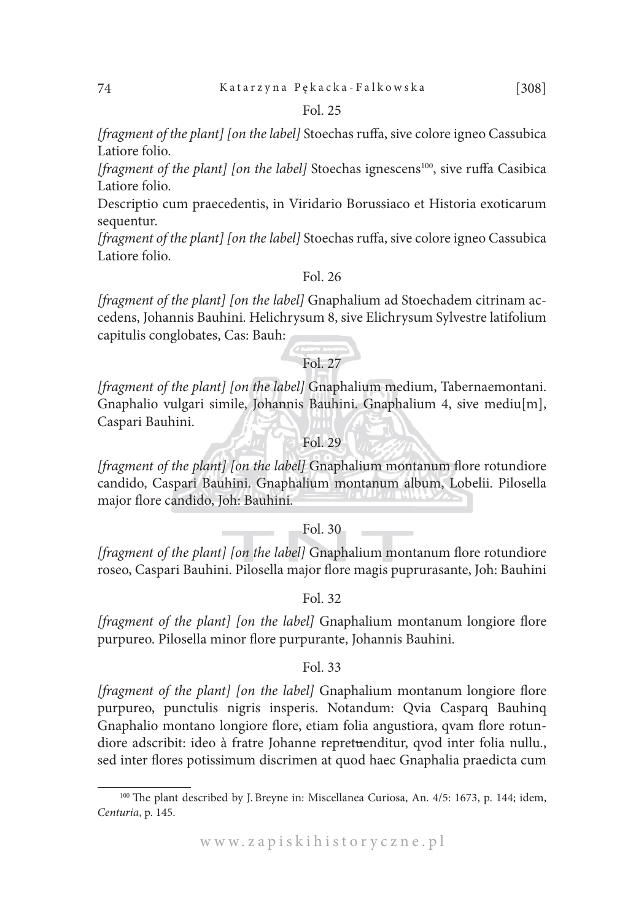Fol. 25

*[fragment of the plant] [on the label]* Stoechas ruffa, sive colore igneo Cassubica Latiore folio.

*[fragment of the plant] [on the label]* Stoechas ignescens[100], sive ruffa Casibica Latiore folio.

Descriptio cum praecedentis, in Viridario Borussiaco et Historia exoticarum sequentur.

*[fragment of the plant] [on the label]* Stoechas ruffa, sive colore igneo Cassubica Latiore folio.

Fol. 26

*[fragment of the plant] [on the label]* Gnaphalium ad Stoechadem citrinam accedens, Johannis Bauhini. Helichrysum 8, sive Elichrysum Sylvestre latifolium capitulis conglobates, Cas: Bauh:

Fol. 27

*[fragment of the plant] [on the label]* Gnaphalium medium, Tabernaemontani. Gnaphalio vulgari simile, Johannis Bauhini. Gnaphalium 4, sive mediu[m], Caspari Bauhini.

Fol. 29

*[fragment of the plant] [on the label]* Gnaphalium montanum flore rotundiore candido, Caspari Bauhini. Gnaphalium montanum album, Lobelii. Pilosella major flore candido, Joh: Bauhini.

Fol. 30

*[fragment of the plant] [on the label]* Gnaphalium montanum flore rotundiore roseo, Caspari Bauhini. Pilosella major flore magis puprurasante, Joh: Bauhini

Fol. 32

*[fragment of the plant] [on the label]* Gnaphalium montanum longiore flore purpureo. Pilosella minor flore purpurante, Johannis Bauhini.

Fol. 33

*[fragment of the plant] [on the label]* Gnaphalium montanum longiore flore purpureo, punctulis nigris insperis. Notandum: Qvia Casparq Bauhinq Gnaphalio montano longiore flore, etiam folia angustiora, qvam flore rotundiore adscribit: ideo à fratre Johanne repretᵫenditur, qvod inter folia nullu., sed inter flores potissimum discrimen at quod haec Gnaphalia praedicta cum

---

[100] The plant described by J. Breyne in: Miscellanea Curiosa, An. 4/5: 1673, p. 144; idem, *Centuria*, p. 145.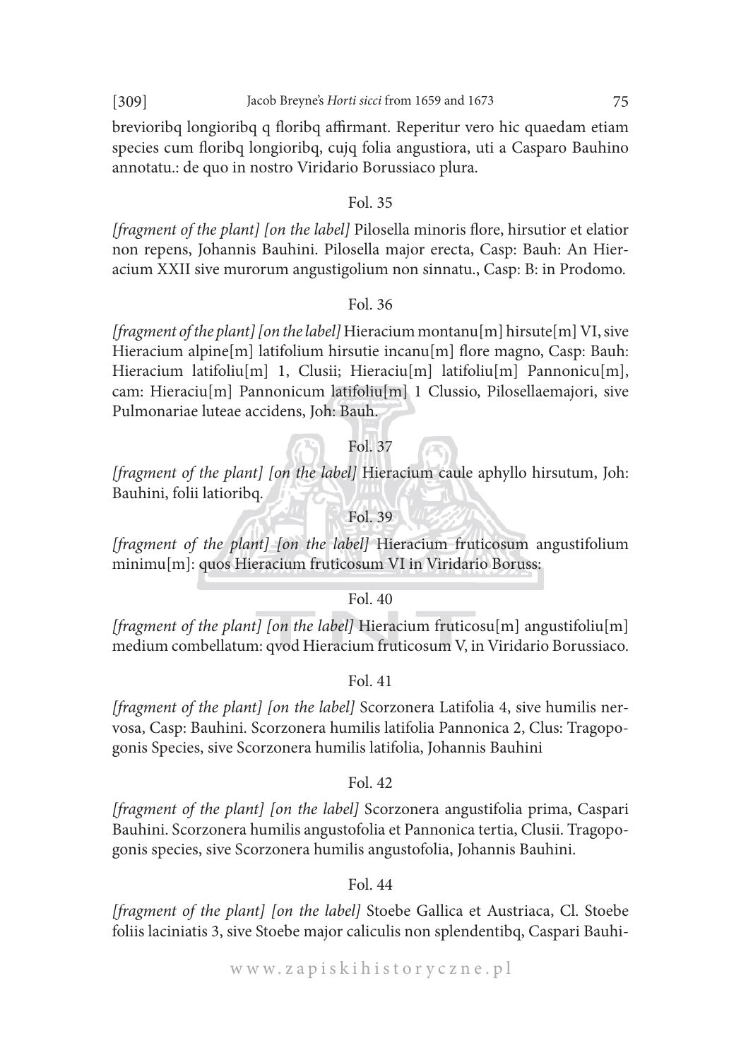brevioribq longioribq q floribq affirmant. Reperitur vero hic quaedam etiam species cum floribq longioribq, cujq folia angustiora, uti a Casparo Bauhino annotatu.: de quo in nostro Viridario Borussiaco plura.

Fol. 35

*[fragment of the plant] [on the label]* Pilosella minoris flore, hirsutior et elatior non repens, Johannis Bauhini. Pilosella major erecta, Casp: Bauh: An Hieracium XXII sive murorum angustigolium non sinnatu., Casp: B: in Prodomo.

Fol. 36

*[fragment of the plant] [on the label]* Hieracium montanu[m] hirsute[m] VI, sive Hieracium alpine[m] latifolium hirsutie incanu[m] flore magno, Casp: Bauh: Hieracium latifoliu[m] 1, Clusii; Hieraciu[m] latifoliu[m] Pannonicu[m], cam: Hieraciu[m] Pannonicum latifoliu[m] 1 Clussio, Pilosellaemajori, sive Pulmonariae luteae accidens, Joh: Bauh.

Fol. 37

*[fragment of the plant] [on the label]* Hieracium caule aphyllo hirsutum, Joh: Bauhini, folii latioribq.

Fol. 39

*[fragment of the plant] [on the label]* Hieracium fruticosum angustifolium minimu[m]: quos Hieracium fruticosum VI in Viridario Boruss:

Fol. 40

*[fragment of the plant] [on the label]* Hieracium fruticosu[m] angustifoliu[m] medium combellatum: qvod Hieracium fruticosum V, in Viridario Borussiaco.

Fol. 41

*[fragment of the plant] [on the label]* Scorzonera Latifolia 4, sive humilis nervosa, Casp: Bauhini. Scorzonera humilis latifolia Pannonica 2, Clus: Tragopogonis Species, sive Scorzonera humilis latifolia, Johannis Bauhini

Fol. 42

*[fragment of the plant] [on the label]* Scorzonera angustifolia prima, Caspari Bauhini. Scorzonera humilis angustofolia et Pannonica tertia, Clusii. Tragopogonis species, sive Scorzonera humilis angustofolia, Johannis Bauhini.

Fol. 44

*[fragment of the plant] [on the label]* Stoebe Gallica et Austriaca, Cl. Stoebe foliis laciniatis 3, sive Stoebe major caliculis non splendentibq, Caspari Bauhi-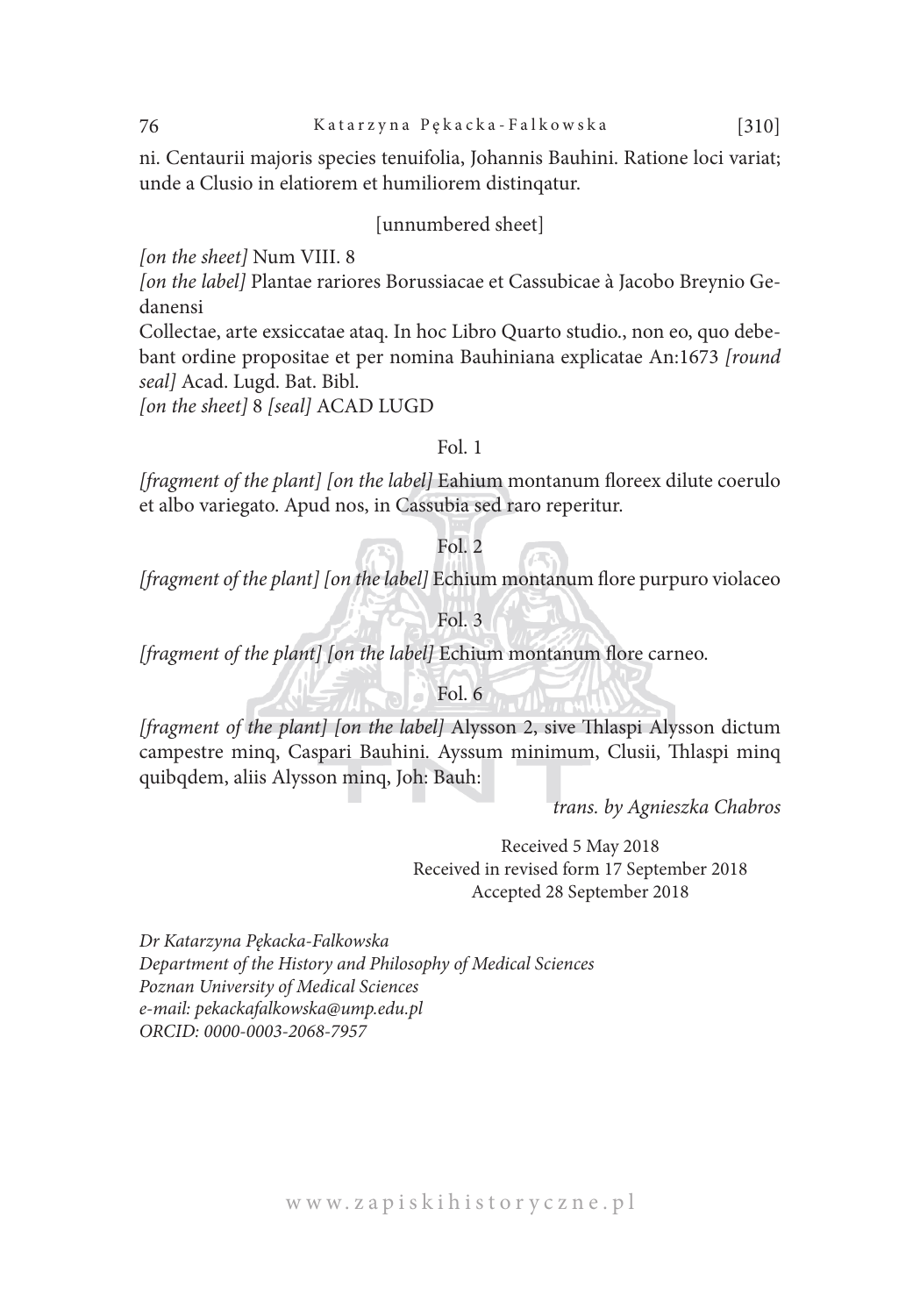ni. Centaurii majoris species tenuifolia, Johannis Bauhini. Ratione loci variat; unde a Clusio in elatiorem et humiliorem distinqatur.

[unnumbered sheet]

*[on the sheet]* Num VIII. 8

*[on the label]* Plantae rariores Borussiacae et Cassubicae à Jacobo Breynio Gedanensi

Collectae, arte exsiccatae ataq. In hoc Libro Quarto studio., non eo, quo debebant ordine propositae et per nomina Bauhiniana explicatae An:1673 *[round seal]* Acad. Lugd. Bat. Bibl.

*[on the sheet]* 8 *[seal]* ACAD LUGD

Fol. 1

*[fragment of the plant] [on the label]* Eahium montanum floreex dilute coerulo et albo variegato. Apud nos, in Cassubia sed raro reperitur.

Fol. 2

*[fragment of the plant] [on the label]* Echium montanum flore purpuro violaceo

Fol. 3

*[fragment of the plant] [on the label]* Echium montanum flore carneo.

Fol. 6

*[fragment of the plant] [on the label]* Alysson 2, sive Thlaspi Alysson dictum campestre minq, Caspari Bauhini. Ayssum minimum, Clusii, Thlaspi minq quibqdem, aliis Alysson minq, Joh: Bauh:

*trans. by Agnieszka Chabros*

Received 5 May 2018
Received in revised form 17 September 2018
Accepted 28 September 2018

*Dr Katarzyna Pękacka-Falkowska*
*Department of the History and Philosophy of Medical Sciences*
*Poznan University of Medical Sciences*
*e-mail: pekackafalkowska@ump.edu.pl*
*ORCID: 0000-0003-2068-7957*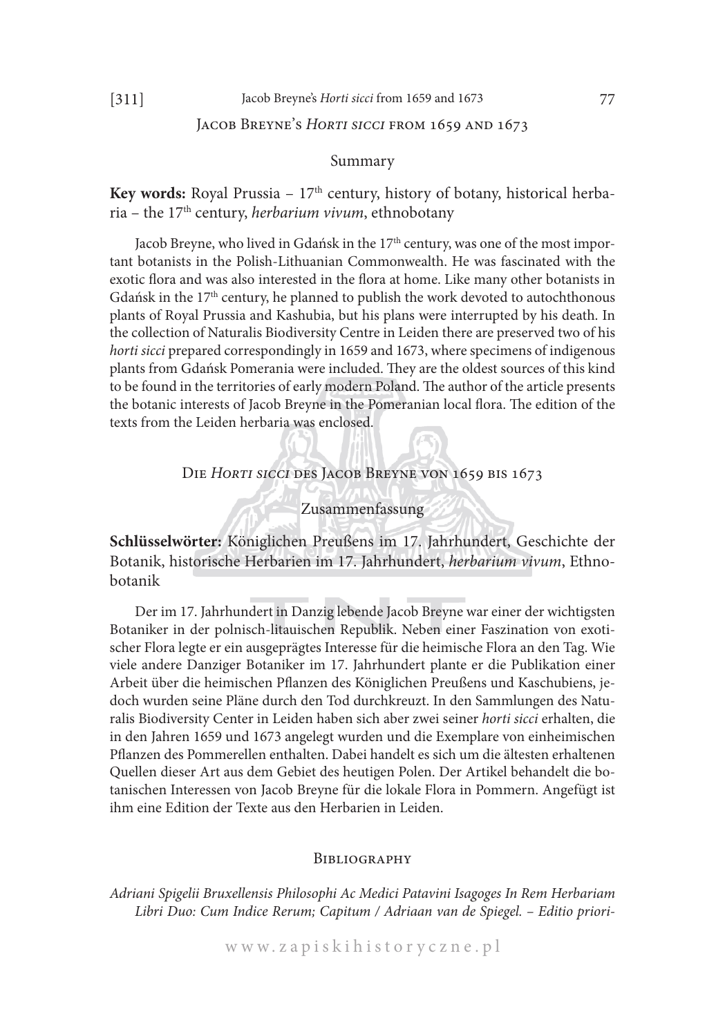## Jacob Breyne's *Horti sicci* from 1659 and 1673

### Summary

**Key words:** Royal Prussia – 17th century, history of botany, historical herbaria – the 17th century, *herbarium vivum*, ethnobotany

Jacob Breyne, who lived in Gdańsk in the 17th century, was one of the most important botanists in the Polish-Lithuanian Commonwealth. He was fascinated with the exotic flora and was also interested in the flora at home. Like many other botanists in Gdańsk in the 17th century, he planned to publish the work devoted to autochthonous plants of Royal Prussia and Kashubia, but his plans were interrupted by his death. In the collection of Naturalis Biodiversity Centre in Leiden there are preserved two of his *horti sicci* prepared correspondingly in 1659 and 1673, where specimens of indigenous plants from Gdańsk Pomerania were included. They are the oldest sources of this kind to be found in the territories of early modern Poland. The author of the article presents the botanic interests of Jacob Breyne in the Pomeranian local flora. The edition of the texts from the Leiden herbaria was enclosed.

## Die *Horti sicci* des Jacob Breyne von 1659 bis 1673

### Zusammenfassung

**Schlüsselwörter:** Königlichen Preußens im 17. Jahrhundert, Geschichte der Botanik, historische Herbarien im 17. Jahrhundert, *herbarium vivum*, Ethnobotanik

Der im 17. Jahrhundert in Danzig lebende Jacob Breyne war einer der wichtigsten Botaniker in der polnisch-litauischen Republik. Neben einer Faszination von exotischer Flora legte er ein ausgeprägtes Interesse für die heimische Flora an den Tag. Wie viele andere Danziger Botaniker im 17. Jahrhundert plante er die Publikation einer Arbeit über die heimischen Pflanzen des Königlichen Preußens und Kaschubiens, jedoch wurden seine Pläne durch den Tod durchkreuzt. In den Sammlungen des Naturalis Biodiversity Center in Leiden haben sich aber zwei seiner *horti sicci* erhalten, die in den Jahren 1659 und 1673 angelegt wurden und die Exemplare von einheimischen Pflanzen des Pommerellen enthalten. Dabei handelt es sich um die ältesten erhaltenen Quellen dieser Art aus dem Gebiet des heutigen Polen. Der Artikel behandelt die botanischen Interessen von Jacob Breyne für die lokale Flora in Pommern. Angefügt ist ihm eine Edition der Texte aus den Herbarien in Leiden.

### Bibliography

*Adriani Spigelii Bruxellensis Philosophi Ac Medici Patavini Isagoges In Rem Herbariam Libri Duo: Cum Indice Rerum; Capitum / Adriaan van de Spiegel. – Editio priori-*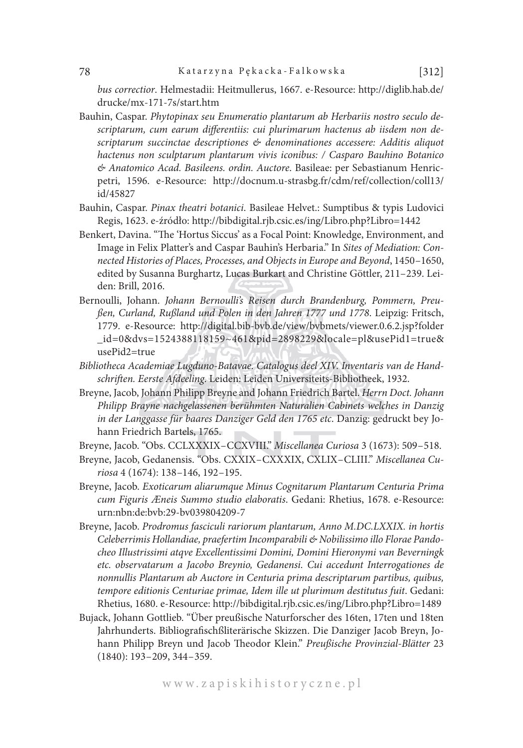*bus correctior*. Helmestadii: Heitmullerus, 1667. e-Resource: http://diglib.hab.de/drucke/mx-171-7s/start.htm

Bauhin, Caspar. *Phytopinax seu Enumeratio plantarum ab Herbariis nostro seculo descriptarum, cum earum differentiis: cui plurimarum hactenus ab iisdem non descriptarum succinctae descriptiones & denominationes accessere: Additis aliquot hactenus non sculptarum plantarum vivis iconibus: / Casparo Bauhino Botanico & Anatomico Acad. Basileens. ordin. Auctore*. Basileae: per Sebastianum Henricpetri, 1596. e-Resource: http://docnum.u-strasbg.fr/cdm/ref/collection/coll13/id/45827

Bauhin, Caspar. *Pinax theatri botanici*. Basileae Helvet.: Sumptibus & typis Ludovici Regis, 1623. e-źródło: http://bibdigital.rjb.csic.es/ing/Libro.php?Libro=1442

Benkert, Davina. "The 'Hortus Siccus' as a Focal Point: Knowledge, Environment, and Image in Felix Platter's and Caspar Bauhin's Herbaria." In *Sites of Mediation: Connected Histories of Places, Processes, and Objects in Europe and Beyond*, 1450–1650, edited by Susanna Burghartz, Lucas Burkart and Christine Göttler, 211–239. Leiden: Brill, 2016.

Bernoulli, Johann. *Johann Bernoulli's Reisen durch Brandenburg, Pommern, Preußen, Curland, Rußland und Polen in den Jahren 1777 und 1778*. Leipzig: Fritsch, 1779. e-Resource: http://digital.bib-bvb.de/view/bvbmets/viewer.0.6.2.jsp?folder_id=0&dvs=1524388118159~461&pid=2898229&locale=pl&usePid1=true&usePid2=true

*Bibliotheca Academiae Lugduno-Batavae. Catalogus deel XIV. Inventaris van de Handschriften. Eerste Afdeeling*. Leiden: Leiden Universiteits-Bibliotheek, 1932.

Breyne, Jacob, Johann Philipp Breyne and Johann Friedrich Bartel. *Herrn Doct. Johann Philipp Brayne nachgelassenen berühmten Naturalien Cabinets welches in Danzig in der Langgasse für baares Danziger Geld den 1765 etc*. Danzig: gedruckt bey Johann Friedrich Bartels, 1765.

Breyne, Jacob. "Obs. CCLXXXIX–CCXVIII." *Miscellanea Curiosa* 3 (1673): 509–518.

Breyne, Jacob, Gedanensis. "Obs. CXXIX–CXXXIX, CXLIX–CLIII." *Miscellanea Curiosa* 4 (1674): 138–146, 192–195.

Breyne, Jacob. *Exoticarum aliarumque Minus Cognitarum Plantarum Centuria Prima cum Figuris Æneis Summo studio elaboratis*. Gedani: Rhetius, 1678. e-Resource: urn:nbn:de:bvb:29-bv039804209-7

Breyne, Jacob. *Prodromus fasciculi rariorum plantarum, Anno M.DC.LXXIX. in hortis Celeberrimis Hollandiae, praefertim Incomparabili & Nobilissimo illo Florae Pandocheo Illustrissimi atqve Excellentissimi Domini, Domini Hieronymi van Beverningk etc. observatarum a Jacobo Breynio, Gedanensi. Cui accedunt Interrogationes de nonnullis Plantarum ab Auctore in Centuria prima descriptarum partibus, quibus, tempore editionis Centuriae primae, Idem ille ut plurimum destitutus fuit*. Gedani: Rhetius, 1680. e-Resource: http://bibdigital.rjb.csic.es/ing/Libro.php?Libro=1489

Bujack, Johann Gottlieb. "Über preußische Naturforscher des 16ten, 17ten und 18ten Jahrhunderts. Bibliografischßliterärische Skizzen. Die Danziger Jacob Breyn, Johann Philipp Breyn und Jacob Theodor Klein." *Preußische Provinzial-Blätter* 23 (1840): 193–209, 344–359.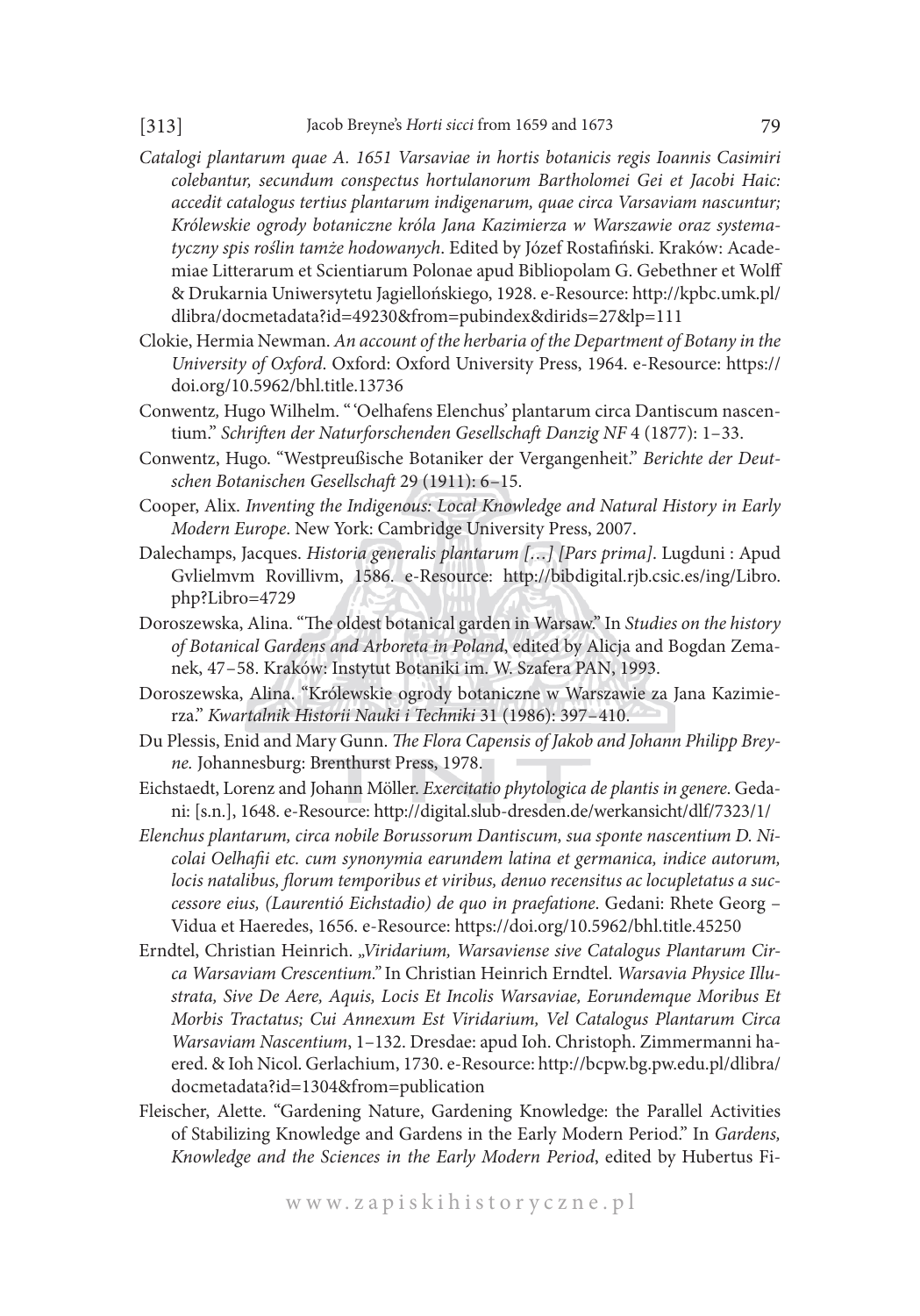*Catalogi plantarum quae A. 1651 Varsaviae in hortis botanicis regis Ioannis Casimiri colebantur, secundum conspectus hortulanorum Bartholomei Gei et Jacobi Haic: accedit catalogus tertius plantarum indigenarum, quae circa Varsaviam nascuntur; Królewskie ogrody botaniczne króla Jana Kazimierza w Warszawie oraz systematyczny spis roślin tamże hodowanych*. Edited by Józef Rostafiński. Kraków: Academiae Litterarum et Scientiarum Polonae apud Bibliopolam G. Gebethner et Wolff & Drukarnia Uniwersytetu Jagiellońskiego, 1928. e-Resource: http://kpbc.umk.pl/dlibra/docmetadata?id=49230&from=pubindex&dirids=27&lp=111

Clokie, Hermia Newman. *An account of the herbaria of the Department of Botany in the University of Oxford*. Oxford: Oxford University Press, 1964. e-Resource: https://doi.org/10.5962/bhl.title.13736

Conwentz, Hugo Wilhelm. "'Oelhafens Elenchus' plantarum circa Dantiscum nascentium." *Schriften der Naturforschenden Gesellschaft Danzig NF* 4 (1877): 1–33.

Conwentz, Hugo. "Westpreußische Botaniker der Vergangenheit." *Berichte der Deutschen Botanischen Gesellschaft* 29 (1911): 6–15.

Cooper, Alix. *Inventing the Indigenous: Local Knowledge and Natural History in Early Modern Europe*. New York: Cambridge University Press, 2007.

Dalechamps, Jacques. *Historia generalis plantarum […] [Pars prima]*. Lugduni : Apud Gvlielmvm Rovillivm, 1586. e-Resource: http://bibdigital.rjb.csic.es/ing/Libro.php?Libro=4729

Doroszewska, Alina. "The oldest botanical garden in Warsaw." In *Studies on the history of Botanical Gardens and Arboreta in Poland*, edited by Alicja and Bogdan Zemanek, 47–58. Kraków: Instytut Botaniki im. W. Szafera PAN, 1993.

Doroszewska, Alina. "Królewskie ogrody botaniczne w Warszawie za Jana Kazimierza." *Kwartalnik Historii Nauki i Techniki* 31 (1986): 397–410.

Du Plessis, Enid and Mary Gunn. *The Flora Capensis of Jakob and Johann Philipp Breyne.* Johannesburg: Brenthurst Press, 1978.

Eichstaedt, Lorenz and Johann Möller. *Exercitatio phytologica de plantis in genere*. Gedani: [s.n.], 1648. e-Resource: http://digital.slub-dresden.de/werkansicht/dlf/7323/1/

*Elenchus plantarum, circa nobile Borussorum Dantiscum, sua sponte nascentium D. Nicolai Oelhafii etc. cum synonymia earundem latina et germanica, indice autorum, locis natalibus, florum temporibus et viribus, denuo recensitus ac locupletatus a successore eius, (Laurentió Eichstadio) de quo in praefatione*. Gedani: Rhete Georg – Vidua et Haeredes, 1656. e-Resource: https://doi.org/10.5962/bhl.title.45250

Erndtel, Christian Heinrich. *„Viridarium, Warsaviense sive Catalogus Plantarum Circa Warsaviam Crescentium."* In Christian Heinrich Erndtel. *Warsavia Physice Illustrata, Sive De Aere, Aquis, Locis Et Incolis Warsaviae, Eorundemque Moribus Et Morbis Tractatus; Cui Annexum Est Viridarium, Vel Catalogus Plantarum Circa Warsaviam Nascentium*, 1–132. Dresdae: apud Ioh. Christoph. Zimmermanni haered. & Ioh Nicol. Gerlachium, 1730. e-Resource: http://bcpw.bg.pw.edu.pl/dlibra/docmetadata?id=1304&from=publication

Fleischer, Alette. "Gardening Nature, Gardening Knowledge: the Parallel Activities of Stabilizing Knowledge and Gardens in the Early Modern Period." In *Gardens, Knowledge and the Sciences in the Early Modern Period*, edited by Hubertus Fi-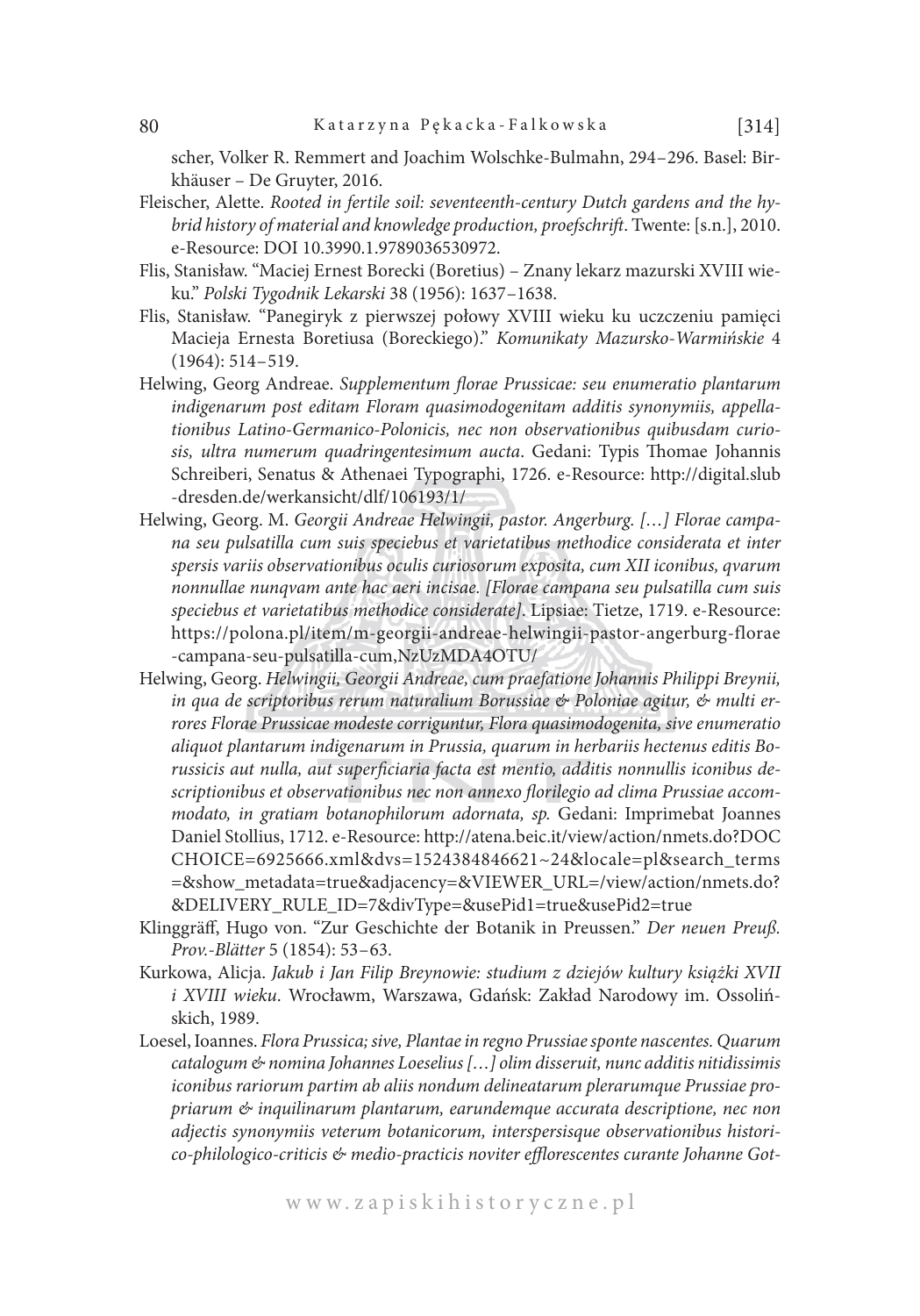scher, Volker R. Remmert and Joachim Wolschke-Bulmahn, 294–296. Basel: Birkhäuser – De Gruyter, 2016.

Fleischer, Alette. *Rooted in fertile soil: seventeenth-century Dutch gardens and the hybrid history of material and knowledge production, proefschrift*. Twente: [s.n.], 2010. e-Resource: DOI 10.3990.1.9789036530972.

Flis, Stanisław. "Maciej Ernest Borecki (Boretius) – Znany lekarz mazurski XVIII wieku." *Polski Tygodnik Lekarski* 38 (1956): 1637–1638.

Flis, Stanisław. "Panegiryk z pierwszej połowy XVIII wieku ku uczczeniu pamięci Macieja Ernesta Boretiusa (Boreckiego)." *Komunikaty Mazursko-Warmińskie* 4 (1964): 514–519.

Helwing, Georg Andreae. *Supplementum florae Prussicae: seu enumeratio plantarum indigenarum post editam Floram quasimodogenitam additis synonymiis, appellationibus Latino-Germanico-Polonicis, nec non observationibus quibusdam curiosis, ultra numerum quadringentesimum aucta*. Gedani: Typis Thomae Johannis Schreiberi, Senatus & Athenaei Typographi, 1726. e-Resource: http://digital.slub-dresden.de/werkansicht/dlf/106193/1/

Helwing, Georg. M. *Georgii Andreae Helwingii, pastor. Angerburg. […] Florae campana seu pulsatilla cum suis speciebus et varietatibus methodice considerata et inter spersis variis observationibus oculis curiosorum exposita, cum XII iconibus, qvarum nonnullae nunqvam ante hac aeri incisae. [Florae campana seu pulsatilla cum suis speciebus et varietatibus methodice considerate]*. Lipsiae: Tietze, 1719. e-Resource: https://polona.pl/item/m-georgii-andreae-helwingii-pastor-angerburg-florae-campana-seu-pulsatilla-cum,NzUzMDA4OTU/

Helwing, Georg. *Helwingii, Georgii Andreae, cum praefatione Johannis Philippi Breynii, in qua de scriptoribus rerum naturalium Borussiae & Poloniae agitur, & multi errores Florae Prussicae modeste corriguntur, Flora quasimodogenita, sive enumeratio aliquot plantarum indigenarum in Prussia, quarum in herbariis hectenus editis Borussicis aut nulla, aut superficiaria facta est mentio, additis nonnullis iconibus descriptionibus et observationibus nec non annexo florilegio ad clima Prussiae accommodato, in gratiam botanophilorum adornata, sp.* Gedani: Imprimebat Joannes Daniel Stollius, 1712. e-Resource: http://atena.beic.it/view/action/nmets.do?DOCCHOICE=6925666.xml&dvs=1524384846621~24&locale=pl&search_terms=&show_metadata=true&adjacency=&VIEWER_URL=/view/action/nmets.do?&DELIVERY_RULE_ID=7&divType=&usePid1=true&usePid2=true

Klinggräff, Hugo von. "Zur Geschichte der Botanik in Preussen." *Der neuen Preuß. Prov.-Blätter* 5 (1854): 53–63.

Kurkowa, Alicja. *Jakub i Jan Filip Breynowie: studium z dziejów kultury książki XVII i XVIII wieku*. Wrocławm, Warszawa, Gdańsk: Zakład Narodowy im. Ossolińskich, 1989.

Loesel, Ioannes. *Flora Prussica; sive, Plantae in regno Prussiae sponte nascentes. Quarum catalogum & nomina Johannes Loeselius […] olim disseruit, nunc additis nitidissimis iconibus rariorum partim ab aliis nondum delineatarum plerarumque Prussiae propriarum & inquilinarum plantarum, earundemque accurata descriptione, nec non adjectis synonymiis veterum botanicorum, interspersisque observationibus historico-philologico-criticis & medio-practicis noviter efflorescentes curante Johanne Got-*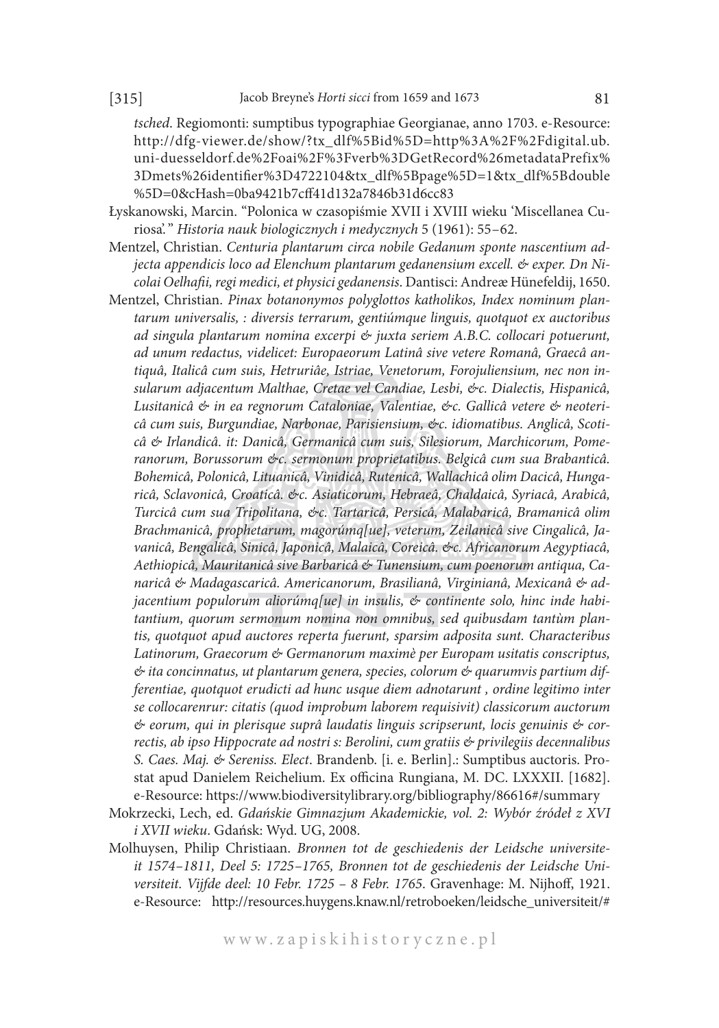*tsched*. Regiomonti: sumptibus typographiae Georgianae, anno 1703. e-Resource: http://dfg-viewer.de/show/?tx_dlf%5Bid%5D=http%3A%2F%2Fdigital.ub.uni-duesseldorf.de%2Foai%2F%3Fverb%3DGetRecord%26metadataPrefix%3Dmets%26identifier%3D4722104&tx_dlf%5Bpage%5D=1&tx_dlf%5Bdouble%5D=0&cHash=0ba9421b7cff41d132a7846b31d6cc83

Łyskanowski, Marcin. "Polonica w czasopiśmie XVII i XVIII wieku 'Miscellanea Curiosa'." *Historia nauk biologicznych i medycznych* 5 (1961): 55–62.

Mentzel, Christian. *Centuria plantarum circa nobile Gedanum sponte nascentium adjecta appendicis loco ad Elenchum plantarum gedanensium excell. & exper. Dn Nicolai Oelhafii, regi medici, et physici gedanensis*. Dantisci: Andreæ Hünefeldij, 1650.

Mentzel, Christian. *Pinax botanonymos polyglottos katholikos, Index nominum plantarum universalis, : diversis terrarum, gentiúmque linguis, quotquot ex auctoribus ad singula plantarum nomina excerpi & juxta seriem A.B.C. collocari potuerunt, ad unum redactus, videlicet: Europaeorum Latinâ sive vetere Romanâ, Graecâ antiquâ, Italicâ cum suis, Hetruriâe, Istriae, Venetorum, Forojuliensium, nec non insularum adjacentum Malthae, Cretae vel Candiae, Lesbi, &c. Dialectis, Hispanicâ, Lusitanicâ & in ea regnorum Cataloniae, Valentiae, &c. Gallicâ vetere & neotericâ cum suis, Burgundiae, Narbonae, Parisiensium, &c. idiomatibus. Anglicâ, Scoticâ & Irlandicâ. it: Danicâ, Germanicâ cum suis, Silesiorum, Marchicorum, Pomeranorum, Borussorum &c. sermonum proprietatibus. Belgicâ cum sua Brabanticâ. Bohemicâ, Polonicâ, Lituanicâ, Vinidicâ, Rutenicâ, Wallachicâ olim Dacicâ, Hungaricâ, Sclavonicâ, Croaticâ. &c. Asiaticorum, Hebraeâ, Chaldaicâ, Syriacâ, Arabicâ, Turcicâ cum sua Tripolitana, &c. Tartaricâ, Persicâ, Malabaricâ, Bramanicâ olim Brachmanicâ, prophetarum, magorúmq[ue], veterum, Zeilanicâ sive Cingalicâ, Javanicâ, Bengalicâ, Sinicâ, Japonicâ, Malaicâ, Coreicâ. &c. Africanorum Aegyptiacâ, Aethiopicâ, Mauritanicâ sive Barbaricâ & Tunensium, cum poenorum antiqua, Canaricâ & Madagascaricâ. Americanorum, Brasilianâ, Virginianâ, Mexicanâ & adjacentium populorum aliorúmq[ue] in insulis, & continente solo, hinc inde habitantium, quorum sermonum nomina non omnibus, sed quibusdam tantùm plantis, quotquot apud auctores reperta fuerunt, sparsim adposita sunt. Characteribus Latinorum, Graecorum & Germanorum maximè per Europam usitatis conscriptus, & ita concinnatus, ut plantarum genera, species, colorum & quarumvis partium differentiae, quotquot erudicti ad hunc usque diem adnotarunt , ordine legitimo inter se collocarenrur: citatis (quod improbum laborem requisivit) classicorum auctorum & eorum, qui in plerisque suprâ laudatis linguis scripserunt, locis genuinis & correctis, ab ipso Hippocrate ad nostri s: Berolini, cum gratiis & privilegiis decennalibus S. Caes. Maj. & Sereniss. Elect*. Brandenb. [i. e. Berlin].: Sumptibus auctoris. Prostat apud Danielem Reichelium. Ex officina Rungiana, M. DC. LXXXII. [1682]. e-Resource: https://www.biodiversitylibrary.org/bibliography/86616#/summary

Mokrzecki, Lech, ed. *Gdańskie Gimnazjum Akademickie, vol. 2: Wybór źródeł z XVI i XVII wieku*. Gdańsk: Wyd. UG, 2008.

Molhuysen, Philip Christiaan. *Bronnen tot de geschiedenis der Leidsche universiteit 1574–1811, Deel 5: 1725–1765, Bronnen tot de geschiedenis der Leidsche Universiteit. Vijfde deel: 10 Febr. 1725 – 8 Febr. 1765*. Gravenhage: M. Nijhoff, 1921. e-Resource: http://resources.huygens.knaw.nl/retroboeken/leidsche_universiteit/#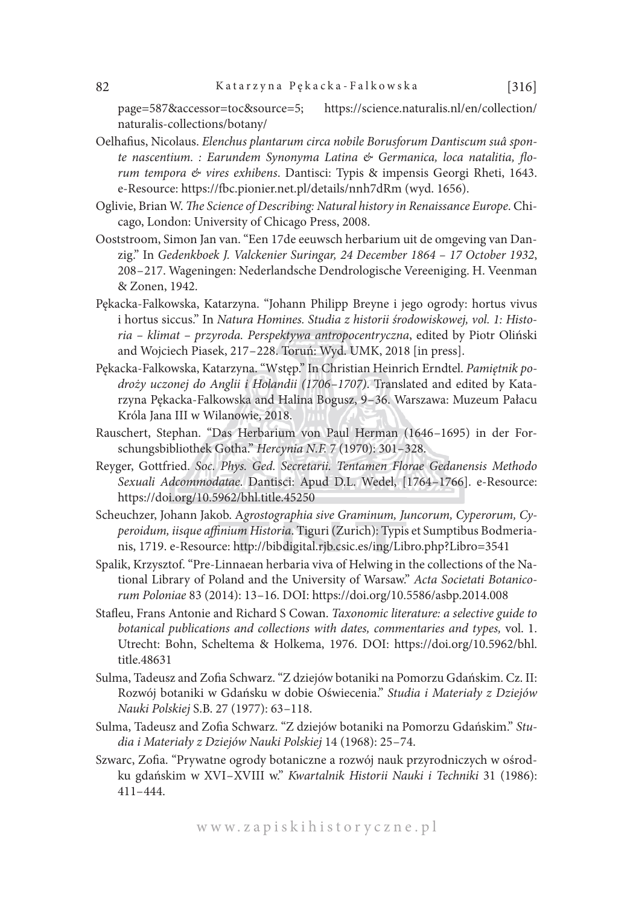page=587&accessor=toc&source=5; https://science.naturalis.nl/en/collection/naturalis-collections/botany/

Oelhafius, Nicolaus. *Elenchus plantarum circa nobile Borusforum Dantiscum suâ sponte nascentium. : Earundem Synonyma Latina & Germanica, loca natalitia, florum tempora & vires exhibens*. Dantisci: Typis & impensis Georgi Rheti, 1643. e-Resource: https://fbc.pionier.net.pl/details/nnh7dRm (wyd. 1656).

Oglivie, Brian W. *The Science of Describing: Natural history in Renaissance Europe*. Chicago, London: University of Chicago Press, 2008.

Ooststroom, Simon Jan van. "Een 17de eeuwsch herbarium uit de omgeving van Danzig." In *Gedenkboek J. Valckenier Suringar, 24 December 1864 – 17 October 1932*, 208–217. Wageningen: Nederlandsche Dendrologische Vereeniging. H. Veenman & Zonen, 1942.

Pękacka-Falkowska, Katarzyna. "Johann Philipp Breyne i jego ogrody: hortus vivus i hortus siccus." In *Natura Homines. Studia z historii środowiskowej, vol. 1: Historia – klimat – przyroda. Perspektywa antropocentryczna*, edited by Piotr Oliński and Wojciech Piasek, 217–228. Toruń: Wyd. UMK, 2018 [in press].

Pękacka-Falkowska, Katarzyna. "Wstęp." In Christian Heinrich Erndtel. *Pamiętnik podróży uczonej do Anglii i Holandii (1706–1707)*. Translated and edited by Katarzyna Pękacka-Falkowska and Halina Bogusz, 9–36. Warszawa: Muzeum Pałacu Króla Jana III w Wilanowie, 2018.

Rauschert, Stephan. "Das Herbarium von Paul Herman (1646–1695) in der Forschungsbibliothek Gotha." *Hercynia N.F.* 7 (1970): 301–328.

Reyger, Gottfried. *Soc. Phys. Ged. Secretarii. Tentamen Florae Gedanensis Methodo Sexuali Adcommodatae*. Dantisci: Apud D.L. Wedel, [1764–1766]. e-Resource: https://doi.org/10.5962/bhl.title.45250

Scheuchzer, Johann Jakob. A*grostographia sive Graminum, Juncorum, Cyperorum, Cyperoidum, iisque affinium Historia*. Tiguri (Zurich): Typis et Sumptibus Bodmerianis, 1719. e-Resource: http://bibdigital.rjb.csic.es/ing/Libro.php?Libro=3541

Spalik, Krzysztof. "Pre-Linnaean herbaria viva of Helwing in the collections of the National Library of Poland and the University of Warsaw." *Acta Societati Botanicorum Poloniae* 83 (2014): 13–16. DOI: https://doi.org/10.5586/asbp.2014.008

Stafleu, Frans Antonie and Richard S Cowan. *Taxonomic literature: a selective guide to botanical publications and collections with dates, commentaries and types,* vol. 1. Utrecht: Bohn, Scheltema & Holkema, 1976. DOI: https://doi.org/10.5962/bhl.title.48631

Sulma, Tadeusz and Zofia Schwarz. "Z dziejów botaniki na Pomorzu Gdańskim. Cz. II: Rozwój botaniki w Gdańsku w dobie Oświecenia." *Studia i Materiały z Dziejów Nauki Polskiej* S.B. 27 (1977): 63–118.

Sulma, Tadeusz and Zofia Schwarz. "Z dziejów botaniki na Pomorzu Gdańskim." *Studia i Materiały z Dziejów Nauki Polskiej* 14 (1968): 25–74.

Szwarc, Zofia. "Prywatne ogrody botaniczne a rozwój nauk przyrodniczych w ośrodku gdańskim w XVI–XVIII w." *Kwartalnik Historii Nauki i Techniki* 31 (1986): 411–444.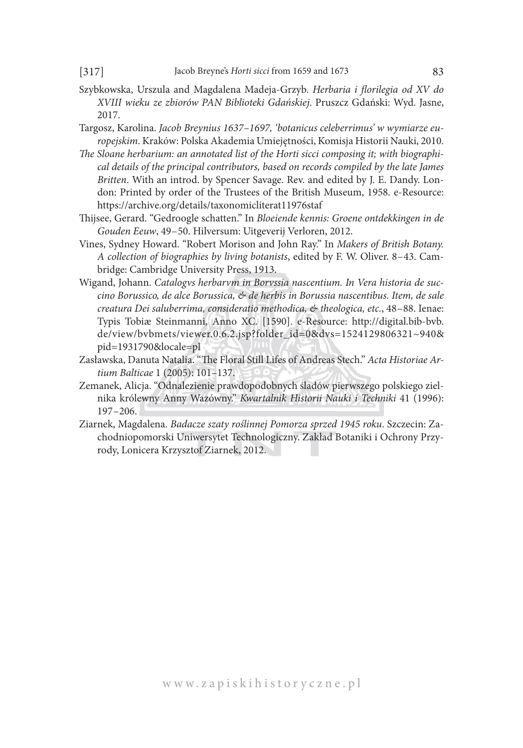Szybkowska, Urszula and Magdalena Madeja-Grzyb. *Herbaria i florilegia od XV do XVIII wieku ze zbiorów PAN Biblioteki Gdańskiej*. Pruszcz Gdański: Wyd. Jasne, 2017.

Targosz, Karolina. *Jacob Breynius 1637–1697, 'botanicus celeberrimus' w wymiarze europejskim*. Kraków: Polska Akademia Umiejętności, Komisja Historii Nauki, 2010.

*The Sloane herbarium: an annotated list of the Horti sicci composing it; with biographical details of the principal contributors, based on records compiled by the late James Britten*. With an introd. by Spencer Savage. Rev. and edited by J. E. Dandy. London: Printed by order of the Trustees of the British Museum, 1958. e-Resource: https://archive.org/details/taxonomicliterat11976staf

Thijsee, Gerard. "Gedroogle schatten." In *Bloeiende kennis: Groene ontdekkingen in de Gouden Eeuw*, 49–50. Hilversum: Uitgeverij Verloren, 2012.

Vines, Sydney Howard. "Robert Morison and John Ray." In *Makers of British Botany. A collection of biographies by living botanists*, edited by F. W. Oliver. 8–43. Cambridge: Cambridge University Press, 1913.

Wigand, Johann. *Catalogvs herbarvm in Borvssia nascentium. In Vera historia de succino Borussico, de alce Borussica, & de herbis in Borussia nascentibus. Item, de sale creatura Dei saluberrima, consideratio methodica, & theologica, etc.*, 48–88. Ienae: Typis Tobiæ Steinmanni, Anno XC. [1590]. e-Resource: http://digital.bib-bvb.de/view/bvbmets/viewer.0.6.2.jsp?folder_id=0&dvs=1524129806321~940&pid=1931790&locale=pl

Zasławska, Danuta Natalia. "The Floral Still Lifes of Andreas Stech." *Acta Historiae Artium Balticae* 1 (2005): 101–137.

Zemanek, Alicja. "Odnalezienie prawdopodobnych śladów pierwszego polskiego zielnika królewny Anny Wazówny." *Kwartalnik Historii Nauki i Techniki* 41 (1996): 197–206.

Ziarnek, Magdalena. *Badacze szaty roślinnej Pomorza sprzed 1945 roku*. Szczecin: Zachodniopomorski Uniwersytet Technologiczny. Zakład Botaniki i Ochrony Przyrody, Lonicera Krzysztof Ziarnek, 2012.